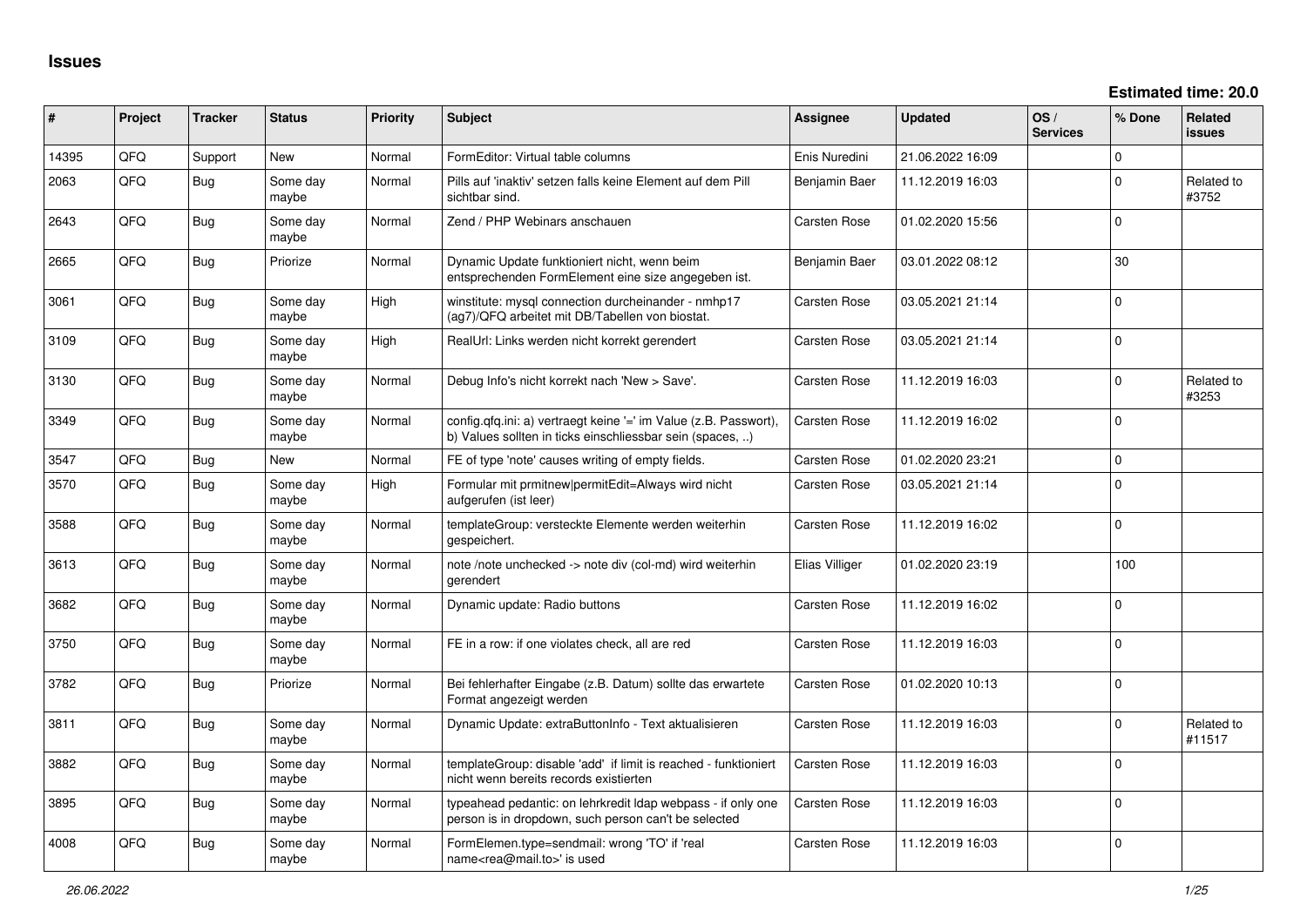# Issues

**Estimated time: 20.0**

| # | Project | Tracker | Status | Priority | Subject | Assignee | Updated | OS / Services | % Done | Related issues |
|---|---|---|---|---|---|---|---|---|---|---|
| 14395 | QFQ | Support | New | Normal | FormEditor: Virtual table columns | Enis Nuredini | 21.06.2022 16:09 | | 0 | |
| 2063 | QFQ | Bug | Some day maybe | Normal | Pills auf 'inaktiv' setzen falls keine Element auf dem Pill sichtbar sind. | Benjamin Baer | 11.12.2019 16:03 | | 0 | Related to #3752 |
| 2643 | QFQ | Bug | Some day maybe | Normal | Zend / PHP Webinars anschauen | Carsten Rose | 01.02.2020 15:56 | | 0 | |
| 2665 | QFQ | Bug | Priorize | Normal | Dynamic Update funktioniert nicht, wenn beim entsprechenden FormElement eine size angegeben ist. | Benjamin Baer | 03.01.2022 08:12 | | 30 | |
| 3061 | QFQ | Bug | Some day maybe | High | winstitute: mysql connection durcheinander - nmhp17 (ag7)/QFQ arbeitet mit DB/Tabellen von biostat. | Carsten Rose | 03.05.2021 21:14 | | 0 | |
| 3109 | QFQ | Bug | Some day maybe | High | RealUrl: Links werden nicht korrekt gerendert | Carsten Rose | 03.05.2021 21:14 | | 0 | |
| 3130 | QFQ | Bug | Some day maybe | Normal | Debug Info's nicht korrekt nach 'New > Save'. | Carsten Rose | 11.12.2019 16:03 | | 0 | Related to #3253 |
| 3349 | QFQ | Bug | Some day maybe | Normal | config.qfq.ini: a) vertraegt keine '=' im Value (z.B. Passwort), b) Values sollten in ticks einschliessbar sein (spaces, ..) | Carsten Rose | 11.12.2019 16:02 | | 0 | |
| 3547 | QFQ | Bug | New | Normal | FE of type 'note' causes writing of empty fields. | Carsten Rose | 01.02.2020 23:21 | | 0 | |
| 3570 | QFQ | Bug | Some day maybe | High | Formular mit prmitnew\|permitEdit=Always wird nicht aufgerufen (ist leer) | Carsten Rose | 03.05.2021 21:14 | | 0 | |
| 3588 | QFQ | Bug | Some day maybe | Normal | templateGroup: versteckte Elemente werden weiterhin gespeichert. | Carsten Rose | 11.12.2019 16:02 | | 0 | |
| 3613 | QFQ | Bug | Some day maybe | Normal | note /note unchecked -> note div (col-md) wird weiterhin gerendert | Elias Villiger | 01.02.2020 23:19 | | 100 | |
| 3682 | QFQ | Bug | Some day maybe | Normal | Dynamic update: Radio buttons | Carsten Rose | 11.12.2019 16:02 | | 0 | |
| 3750 | QFQ | Bug | Some day maybe | Normal | FE in a row: if one violates check, all are red | Carsten Rose | 11.12.2019 16:03 | | 0 | |
| 3782 | QFQ | Bug | Priorize | Normal | Bei fehlerhafter Eingabe (z.B. Datum) sollte das erwartete Format angezeigt werden | Carsten Rose | 01.02.2020 10:13 | | 0 | |
| 3811 | QFQ | Bug | Some day maybe | Normal | Dynamic Update: extraButtonInfo - Text aktualisieren | Carsten Rose | 11.12.2019 16:03 | | 0 | Related to #11517 |
| 3882 | QFQ | Bug | Some day maybe | Normal | templateGroup: disable 'add' if limit is reached - funktioniert nicht wenn bereits records existierten | Carsten Rose | 11.12.2019 16:03 | | 0 | |
| 3895 | QFQ | Bug | Some day maybe | Normal | typeahead pedantic: on lehrkredit ldap webpass - if only one person is in dropdown, such person can't be selected | Carsten Rose | 11.12.2019 16:03 | | 0 | |
| 4008 | QFQ | Bug | Some day maybe | Normal | FormElemen.type=sendmail: wrong 'TO' if 'real name<rea@mail.to>' is used | Carsten Rose | 11.12.2019 16:03 | | 0 | |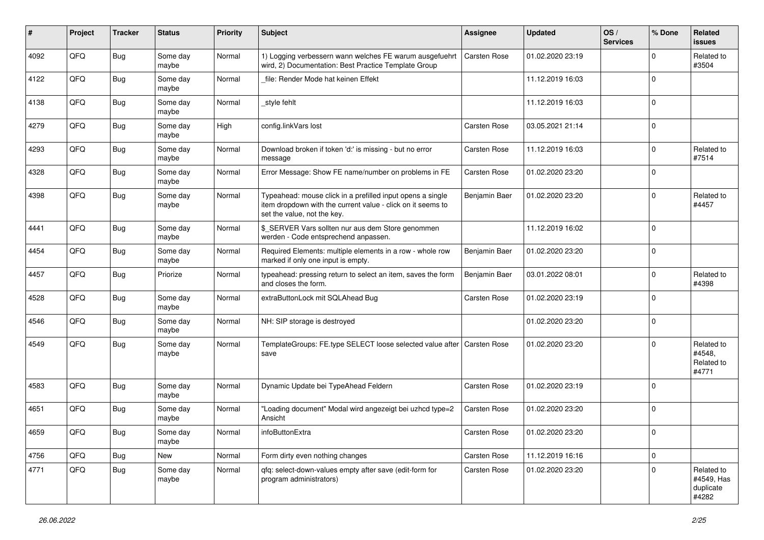| # | Project | Tracker | Status | Priority | Subject | Assignee | Updated | OS / Services | % Done | Related issues |
|---|---|---|---|---|---|---|---|---|---|---|
| 4092 | QFQ | Bug | Some day maybe | Normal | 1) Logging verbessern wann welches FE warum ausgefuehrt wird, 2) Documentation: Best Practice Template Group | Carsten Rose | 01.02.2020 23:19 | | 0 | Related to #3504 |
| 4122 | QFQ | Bug | Some day maybe | Normal | _file: Render Mode hat keinen Effekt | | 11.12.2019 16:03 | | 0 | |
| 4138 | QFQ | Bug | Some day maybe | Normal | _style fehlt | | 11.12.2019 16:03 | | 0 | |
| 4279 | QFQ | Bug | Some day maybe | High | config.linkVars lost | Carsten Rose | 03.05.2021 21:14 | | 0 | |
| 4293 | QFQ | Bug | Some day maybe | Normal | Download broken if token 'd:' is missing - but no error message | Carsten Rose | 11.12.2019 16:03 | | 0 | Related to #7514 |
| 4328 | QFQ | Bug | Some day maybe | Normal | Error Message: Show FE name/number on problems in FE | Carsten Rose | 01.02.2020 23:20 | | 0 | |
| 4398 | QFQ | Bug | Some day maybe | Normal | Typeahead: mouse click in a prefilled input opens a single item dropdown with the current value - click on it seems to set the value, not the key. | Benjamin Baer | 01.02.2020 23:20 | | 0 | Related to #4457 |
| 4441 | QFQ | Bug | Some day maybe | Normal | $_SERVER Vars sollten nur aus dem Store genommen werden - Code entsprechend anpassen. | | 11.12.2019 16:02 | | 0 | |
| 4454 | QFQ | Bug | Some day maybe | Normal | Required Elements: multiple elements in a row - whole row marked if only one input is empty. | Benjamin Baer | 01.02.2020 23:20 | | 0 | |
| 4457 | QFQ | Bug | Priorize | Normal | typeahead: pressing return to select an item, saves the form and closes the form. | Benjamin Baer | 03.01.2022 08:01 | | 0 | Related to #4398 |
| 4528 | QFQ | Bug | Some day maybe | Normal | extraButtonLock mit SQLAhead Bug | Carsten Rose | 01.02.2020 23:19 | | 0 | |
| 4546 | QFQ | Bug | Some day maybe | Normal | NH: SIP storage is destroyed | | 01.02.2020 23:20 | | 0 | |
| 4549 | QFQ | Bug | Some day maybe | Normal | TemplateGroups: FE.type SELECT loose selected value after save | Carsten Rose | 01.02.2020 23:20 | | 0 | Related to #4548, Related to #4771 |
| 4583 | QFQ | Bug | Some day maybe | Normal | Dynamic Update bei TypeAhead Feldern | Carsten Rose | 01.02.2020 23:19 | | 0 | |
| 4651 | QFQ | Bug | Some day maybe | Normal | "Loading document" Modal wird angezeigt bei uzhcd type=2 Ansicht | Carsten Rose | 01.02.2020 23:20 | | 0 | |
| 4659 | QFQ | Bug | Some day maybe | Normal | infoButtonExtra | Carsten Rose | 01.02.2020 23:20 | | 0 | |
| 4756 | QFQ | Bug | New | Normal | Form dirty even nothing changes | Carsten Rose | 11.12.2019 16:16 | | 0 | |
| 4771 | QFQ | Bug | Some day maybe | Normal | qfq: select-down-values empty after save (edit-form for program administrators) | Carsten Rose | 01.02.2020 23:20 | | 0 | Related to #4549, Has duplicate #4282 |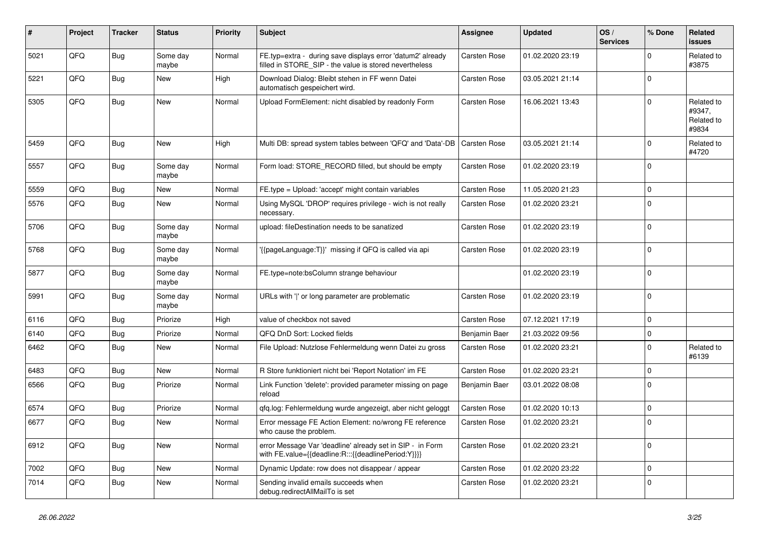| # | Project | Tracker | Status | Priority | Subject | Assignee | Updated | OS / Services | % Done | Related issues |
|---|---|---|---|---|---|---|---|---|---|---|
| 5021 | QFQ | Bug | Some day maybe | Normal | FE.typ=extra - during save displays error 'datum2' already filled in STORE_SIP - the value is stored nevertheless | Carsten Rose | 01.02.2020 23:19 | | 0 | Related to #3875 |
| 5221 | QFQ | Bug | New | High | Download Dialog: Bleibt stehen in FF wenn Datei automatisch gespeichert wird. | Carsten Rose | 03.05.2021 21:14 | | 0 | |
| 5305 | QFQ | Bug | New | Normal | Upload FormElement: nicht disabled by readonly Form | Carsten Rose | 16.06.2021 13:43 | | 0 | Related to #9347, Related to #9834 |
| 5459 | QFQ | Bug | New | High | Multi DB: spread system tables between 'QFQ' and 'Data'-DB | Carsten Rose | 03.05.2021 21:14 | | 0 | Related to #4720 |
| 5557 | QFQ | Bug | Some day maybe | Normal | Form load: STORE_RECORD filled, but should be empty | Carsten Rose | 01.02.2020 23:19 | | 0 | |
| 5559 | QFQ | Bug | New | Normal | FE.type = Upload: 'accept' might contain variables | Carsten Rose | 11.05.2020 21:23 | | 0 | |
| 5576 | QFQ | Bug | New | Normal | Using MySQL 'DROP' requires privilege - wich is not really necessary. | Carsten Rose | 01.02.2020 23:21 | | 0 | |
| 5706 | QFQ | Bug | Some day maybe | Normal | upload: fileDestination needs to be sanatized | Carsten Rose | 01.02.2020 23:19 | | 0 | |
| 5768 | QFQ | Bug | Some day maybe | Normal | '{{pageLanguage:T}}' missing if QFQ is called via api | Carsten Rose | 01.02.2020 23:19 | | 0 | |
| 5877 | QFQ | Bug | Some day maybe | Normal | FE.type=note:bsColumn strange behaviour | | 01.02.2020 23:19 | | 0 | |
| 5991 | QFQ | Bug | Some day maybe | Normal | URLs with '|' or long parameter are problematic | Carsten Rose | 01.02.2020 23:19 | | 0 | |
| 6116 | QFQ | Bug | Priorize | High | value of checkbox not saved | Carsten Rose | 07.12.2021 17:19 | | 0 | |
| 6140 | QFQ | Bug | Priorize | Normal | QFQ DnD Sort: Locked fields | Benjamin Baer | 21.03.2022 09:56 | | 0 | |
| 6462 | QFQ | Bug | New | Normal | File Upload: Nutzlose Fehlermeldung wenn Datei zu gross | Carsten Rose | 01.02.2020 23:21 | | 0 | Related to #6139 |
| 6483 | QFQ | Bug | New | Normal | R Store funktioniert nicht bei 'Report Notation' im FE | Carsten Rose | 01.02.2020 23:21 | | 0 | |
| 6566 | QFQ | Bug | Priorize | Normal | Link Function 'delete': provided parameter missing on page reload | Benjamin Baer | 03.01.2022 08:08 | | 0 | |
| 6574 | QFQ | Bug | Priorize | Normal | qfq.log: Fehlermeldung wurde angezeigt, aber nicht geloggt | Carsten Rose | 01.02.2020 10:13 | | 0 | |
| 6677 | QFQ | Bug | New | Normal | Error message FE Action Element: no/wrong FE reference who cause the problem. | Carsten Rose | 01.02.2020 23:21 | | 0 | |
| 6912 | QFQ | Bug | New | Normal | error Message Var 'deadline' already set in SIP - in Form with FE.value={{deadline:R:::{{deadlinePeriod:Y}}}} | Carsten Rose | 01.02.2020 23:21 | | 0 | |
| 7002 | QFQ | Bug | New | Normal | Dynamic Update: row does not disappear / appear | Carsten Rose | 01.02.2020 23:22 | | 0 | |
| 7014 | QFQ | Bug | New | Normal | Sending invalid emails succeeds when debug.redirectAllMailTo is set | Carsten Rose | 01.02.2020 23:21 | | 0 | |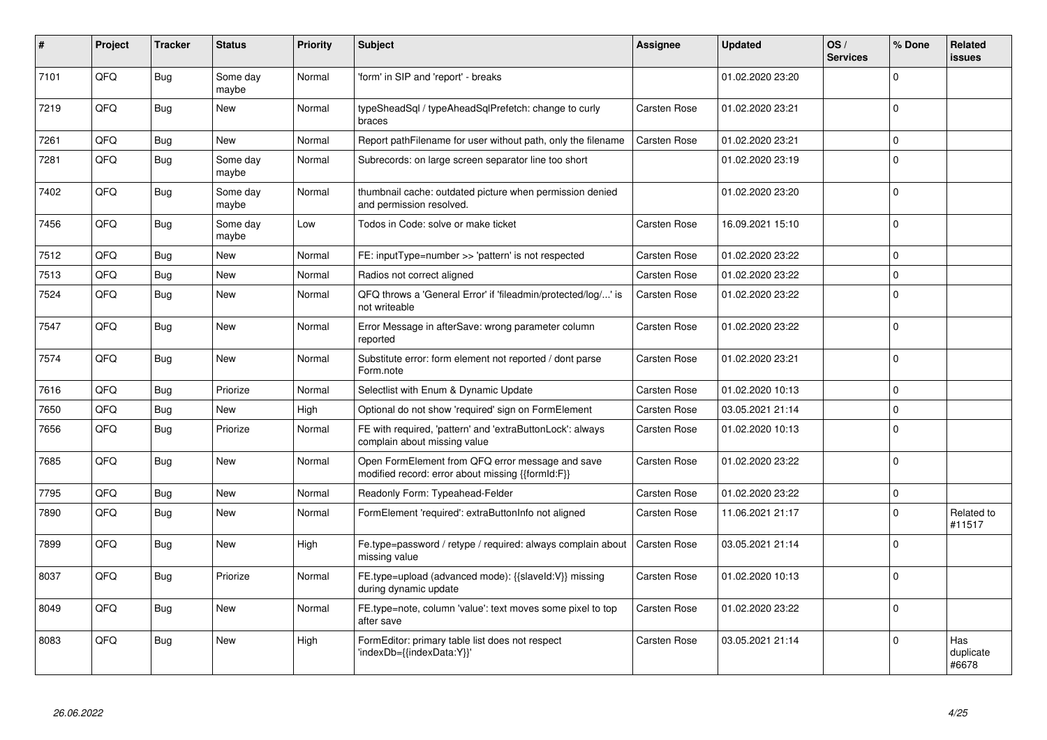| # | Project | Tracker | Status | Priority | Subject | Assignee | Updated | OS / Services | % Done | Related issues |
|---|---|---|---|---|---|---|---|---|---|---|
| 7101 | QFQ | Bug | Some day maybe | Normal | 'form' in SIP and 'report' - breaks | | 01.02.2020 23:20 | | 0 | |
| 7219 | QFQ | Bug | New | Normal | typeSheadSql / typeAheadSqlPrefetch: change to curly braces | Carsten Rose | 01.02.2020 23:21 | | 0 | |
| 7261 | QFQ | Bug | New | Normal | Report pathFilename for user without path, only the filename | Carsten Rose | 01.02.2020 23:21 | | 0 | |
| 7281 | QFQ | Bug | Some day maybe | Normal | Subrecords: on large screen separator line too short | | 01.02.2020 23:19 | | 0 | |
| 7402 | QFQ | Bug | Some day maybe | Normal | thumbnail cache: outdated picture when permission denied and permission resolved. | | 01.02.2020 23:20 | | 0 | |
| 7456 | QFQ | Bug | Some day maybe | Low | Todos in Code: solve or make ticket | Carsten Rose | 16.09.2021 15:10 | | 0 | |
| 7512 | QFQ | Bug | New | Normal | FE: inputType=number >> 'pattern' is not respected | Carsten Rose | 01.02.2020 23:22 | | 0 | |
| 7513 | QFQ | Bug | New | Normal | Radios not correct aligned | Carsten Rose | 01.02.2020 23:22 | | 0 | |
| 7524 | QFQ | Bug | New | Normal | QFQ throws a 'General Error' if 'fileadmin/protected/log/...' is not writeable | Carsten Rose | 01.02.2020 23:22 | | 0 | |
| 7547 | QFQ | Bug | New | Normal | Error Message in afterSave: wrong parameter column reported | Carsten Rose | 01.02.2020 23:22 | | 0 | |
| 7574 | QFQ | Bug | New | Normal | Substitute error: form element not reported / dont parse Form.note | Carsten Rose | 01.02.2020 23:21 | | 0 | |
| 7616 | QFQ | Bug | Priorize | Normal | Selectlist with Enum & Dynamic Update | Carsten Rose | 01.02.2020 10:13 | | 0 | |
| 7650 | QFQ | Bug | New | High | Optional do not show 'required' sign on FormElement | Carsten Rose | 03.05.2021 21:14 | | 0 | |
| 7656 | QFQ | Bug | Priorize | Normal | FE with required, 'pattern' and 'extraButtonLock': always complain about missing value | Carsten Rose | 01.02.2020 10:13 | | 0 | |
| 7685 | QFQ | Bug | New | Normal | Open FormElement from QFQ error message and save modified record: error about missing {{formId:F}} | Carsten Rose | 01.02.2020 23:22 | | 0 | |
| 7795 | QFQ | Bug | New | Normal | Readonly Form: Typeahead-Felder | Carsten Rose | 01.02.2020 23:22 | | 0 | |
| 7890 | QFQ | Bug | New | Normal | FormElement 'required': extraButtonInfo not aligned | Carsten Rose | 11.06.2021 21:17 | | 0 | Related to #11517 |
| 7899 | QFQ | Bug | New | High | Fe.type=password / retype / required: always complain about missing value | Carsten Rose | 03.05.2021 21:14 | | 0 | |
| 8037 | QFQ | Bug | Priorize | Normal | FE.type=upload (advanced mode): {{slaveId:V}} missing during dynamic update | Carsten Rose | 01.02.2020 10:13 | | 0 | |
| 8049 | QFQ | Bug | New | Normal | FE.type=note, column 'value': text moves some pixel to top after save | Carsten Rose | 01.02.2020 23:22 | | 0 | |
| 8083 | QFQ | Bug | New | High | FormEditor: primary table list does not respect 'indexDb={{indexData:Y}}' | Carsten Rose | 03.05.2021 21:14 | | 0 | Has duplicate #6678 |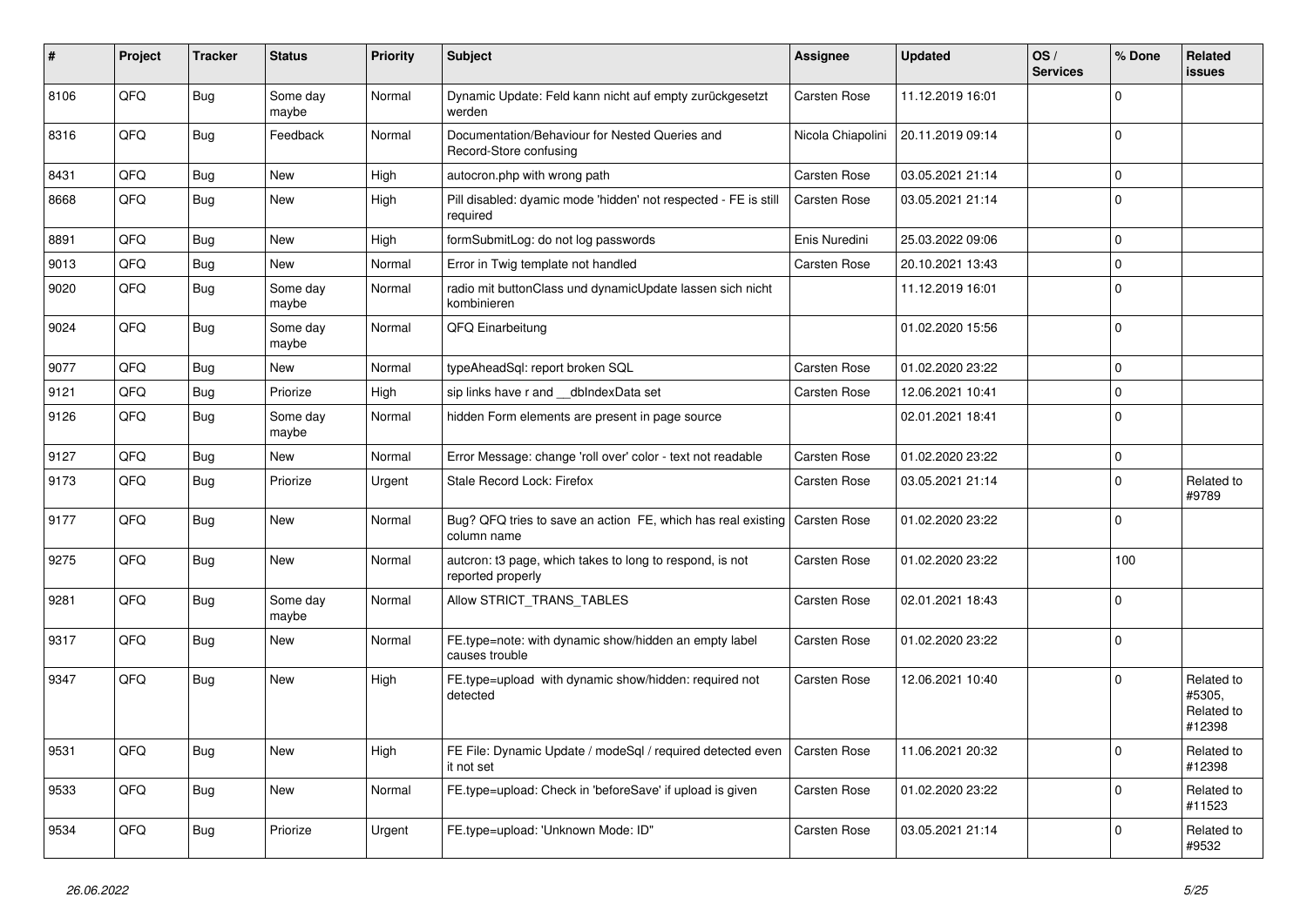| # | Project | Tracker | Status | Priority | Subject | Assignee | Updated | OS / Services | % Done | Related issues |
|---|---|---|---|---|---|---|---|---|---|---|
| 8106 | QFQ | Bug | Some day maybe | Normal | Dynamic Update: Feld kann nicht auf empty zurückgesetzt werden | Carsten Rose | 11.12.2019 16:01 | | 0 | |
| 8316 | QFQ | Bug | Feedback | Normal | Documentation/Behaviour for Nested Queries and Record-Store confusing | Nicola Chiapolini | 20.11.2019 09:14 | | 0 | |
| 8431 | QFQ | Bug | New | High | autocron.php with wrong path | Carsten Rose | 03.05.2021 21:14 | | 0 | |
| 8668 | QFQ | Bug | New | High | Pill disabled: dyamic mode 'hidden' not respected - FE is still required | Carsten Rose | 03.05.2021 21:14 | | 0 | |
| 8891 | QFQ | Bug | New | High | formSubmitLog: do not log passwords | Enis Nuredini | 25.03.2022 09:06 | | 0 | |
| 9013 | QFQ | Bug | New | Normal | Error in Twig template not handled | Carsten Rose | 20.10.2021 13:43 | | 0 | |
| 9020 | QFQ | Bug | Some day maybe | Normal | radio mit buttonClass und dynamicUpdate lassen sich nicht kombinieren | | 11.12.2019 16:01 | | 0 | |
| 9024 | QFQ | Bug | Some day maybe | Normal | QFQ Einarbeitung | | 01.02.2020 15:56 | | 0 | |
| 9077 | QFQ | Bug | New | Normal | typeAheadSql: report broken SQL | Carsten Rose | 01.02.2020 23:22 | | 0 | |
| 9121 | QFQ | Bug | Priorize | High | sip links have r and __dbIndexData set | Carsten Rose | 12.06.2021 10:41 | | 0 | |
| 9126 | QFQ | Bug | Some day maybe | Normal | hidden Form elements are present in page source | | 02.01.2021 18:41 | | 0 | |
| 9127 | QFQ | Bug | New | Normal | Error Message: change 'roll over' color - text not readable | Carsten Rose | 01.02.2020 23:22 | | 0 | |
| 9173 | QFQ | Bug | Priorize | Urgent | Stale Record Lock: Firefox | Carsten Rose | 03.05.2021 21:14 | | 0 | Related to #9789 |
| 9177 | QFQ | Bug | New | Normal | Bug? QFQ tries to save an action FE, which has real existing column name | Carsten Rose | 01.02.2020 23:22 | | 0 | |
| 9275 | QFQ | Bug | New | Normal | autcron: t3 page, which takes to long to respond, is not reported properly | Carsten Rose | 01.02.2020 23:22 | | 100 | |
| 9281 | QFQ | Bug | Some day maybe | Normal | Allow STRICT_TRANS_TABLES | Carsten Rose | 02.01.2021 18:43 | | 0 | |
| 9317 | QFQ | Bug | New | Normal | FE.type=note: with dynamic show/hidden an empty label causes trouble | Carsten Rose | 01.02.2020 23:22 | | 0 | |
| 9347 | QFQ | Bug | New | High | FE.type=upload with dynamic show/hidden: required not detected | Carsten Rose | 12.06.2021 10:40 | | 0 | Related to #5305, Related to #12398 |
| 9531 | QFQ | Bug | New | High | FE File: Dynamic Update / modeSql / required detected even it not set | Carsten Rose | 11.06.2021 20:32 | | 0 | Related to #12398 |
| 9533 | QFQ | Bug | New | Normal | FE.type=upload: Check in 'beforeSave' if upload is given | Carsten Rose | 01.02.2020 23:22 | | 0 | Related to #11523 |
| 9534 | QFQ | Bug | Priorize | Urgent | FE.type=upload: 'Unknown Mode: ID" | Carsten Rose | 03.05.2021 21:14 | | 0 | Related to #9532 |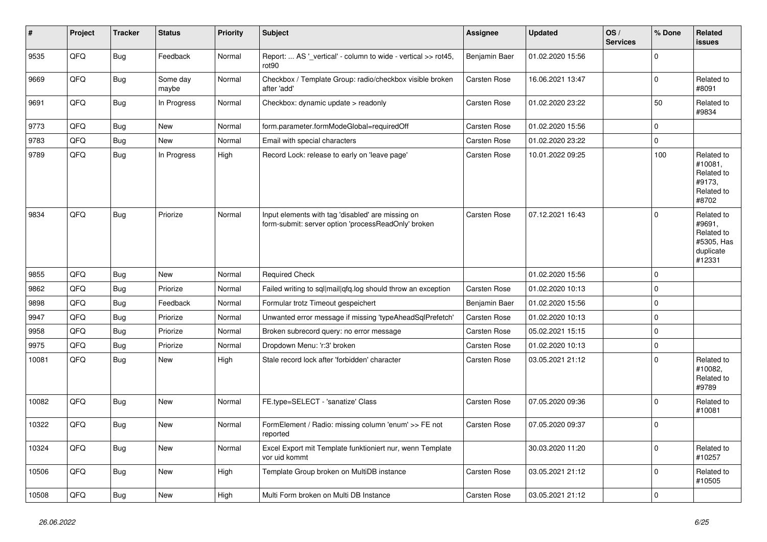| # | Project | Tracker | Status | Priority | Subject | Assignee | Updated | OS / Services | % Done | Related issues |
|---|---|---|---|---|---|---|---|---|---|---|
| 9535 | QFQ | Bug | Feedback | Normal | Report: ... AS '_vertical' - column to wide - vertical >> rot45, rot90 | Benjamin Baer | 01.02.2020 15:56 | | 0 | |
| 9669 | QFQ | Bug | Some day maybe | Normal | Checkbox / Template Group: radio/checkbox visible broken after 'add' | Carsten Rose | 16.06.2021 13:47 | | 0 | Related to #8091 |
| 9691 | QFQ | Bug | In Progress | Normal | Checkbox: dynamic update > readonly | Carsten Rose | 01.02.2020 23:22 | | 50 | Related to #9834 |
| 9773 | QFQ | Bug | New | Normal | form.parameter.formModeGlobal=requiredOff | Carsten Rose | 01.02.2020 15:56 | | 0 | |
| 9783 | QFQ | Bug | New | Normal | Email with special characters | Carsten Rose | 01.02.2020 23:22 | | 0 | |
| 9789 | QFQ | Bug | In Progress | High | Record Lock: release to early on 'leave page' | Carsten Rose | 10.01.2022 09:25 | | 100 | Related to #10081, Related to #9173, Related to #8702 |
| 9834 | QFQ | Bug | Priorize | Normal | Input elements with tag 'disabled' are missing on form-submit: server option 'processReadOnly' broken | Carsten Rose | 07.12.2021 16:43 | | 0 | Related to #9691, Related to #5305, Has duplicate #12331 |
| 9855 | QFQ | Bug | New | Normal | Required Check | | 01.02.2020 15:56 | | 0 | |
| 9862 | QFQ | Bug | Priorize | Normal | Failed writing to sql\|mail\|qfq.log should throw an exception | Carsten Rose | 01.02.2020 10:13 | | 0 | |
| 9898 | QFQ | Bug | Feedback | Normal | Formular trotz Timeout gespeichert | Benjamin Baer | 01.02.2020 15:56 | | 0 | |
| 9947 | QFQ | Bug | Priorize | Normal | Unwanted error message if missing 'typeAheadSqlPrefetch' | Carsten Rose | 01.02.2020 10:13 | | 0 | |
| 9958 | QFQ | Bug | Priorize | Normal | Broken subrecord query: no error message | Carsten Rose | 05.02.2021 15:15 | | 0 | |
| 9975 | QFQ | Bug | Priorize | Normal | Dropdown Menu: 'r:3' broken | Carsten Rose | 01.02.2020 10:13 | | 0 | |
| 10081 | QFQ | Bug | New | High | Stale record lock after 'forbidden' character | Carsten Rose | 03.05.2021 21:12 | | 0 | Related to #10082, Related to #9789 |
| 10082 | QFQ | Bug | New | Normal | FE.type=SELECT - 'sanatize' Class | Carsten Rose | 07.05.2020 09:36 | | 0 | Related to #10081 |
| 10322 | QFQ | Bug | New | Normal | FormElement / Radio: missing column 'enum' >> FE not reported | Carsten Rose | 07.05.2020 09:37 | | 0 | |
| 10324 | QFQ | Bug | New | Normal | Excel Export mit Template funktioniert nur, wenn Template vor uid kommt | | 30.03.2020 11:20 | | 0 | Related to #10257 |
| 10506 | QFQ | Bug | New | High | Template Group broken on MultiDB instance | Carsten Rose | 03.05.2021 21:12 | | 0 | Related to #10505 |
| 10508 | QFQ | Bug | New | High | Multi Form broken on Multi DB Instance | Carsten Rose | 03.05.2021 21:12 | | 0 | |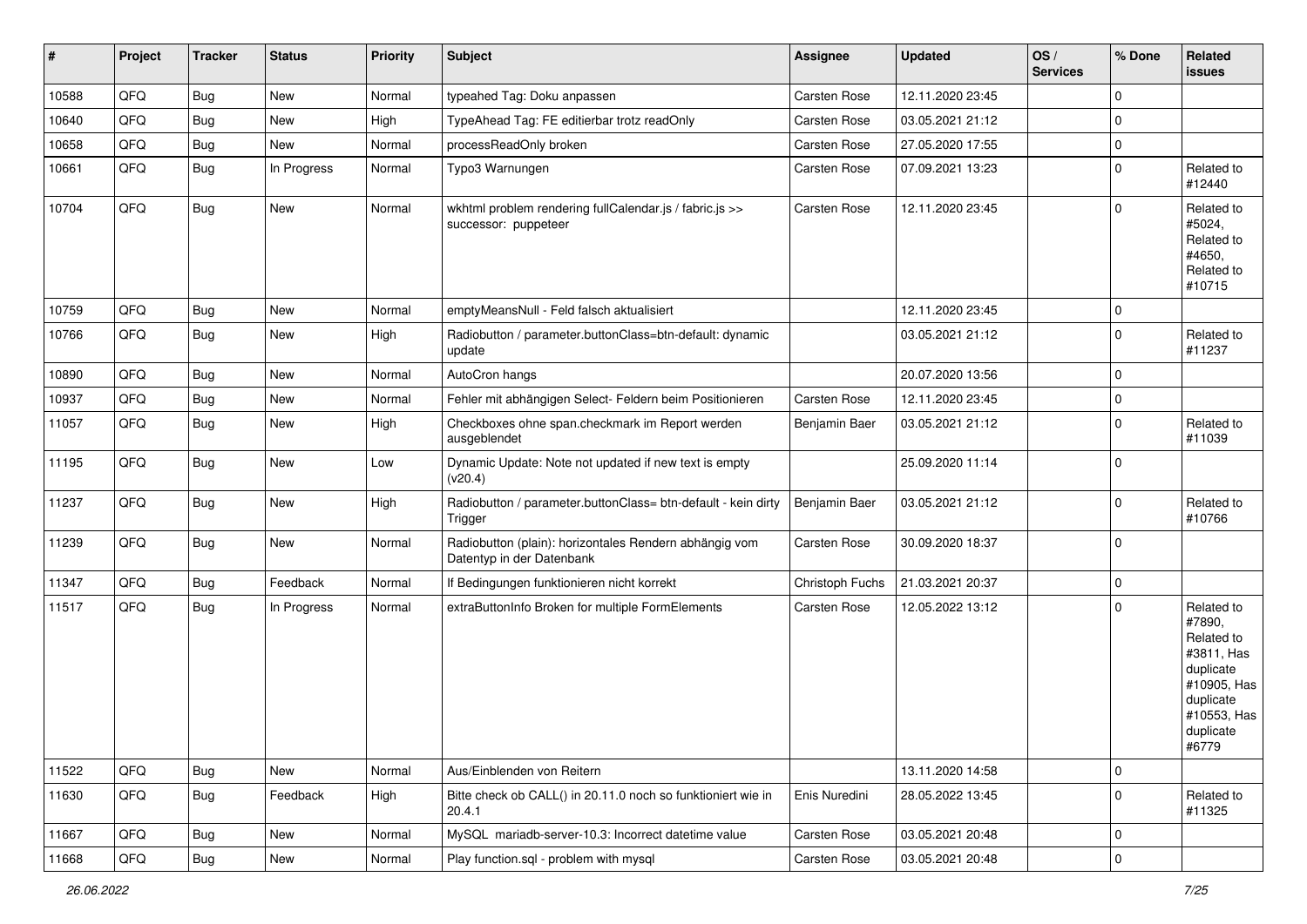| # | Project | Tracker | Status | Priority | Subject | Assignee | Updated | OS / Services | % Done | Related issues |
|---|---|---|---|---|---|---|---|---|---|---|
| 10588 | QFQ | Bug | New | Normal | typeahed Tag: Doku anpassen | Carsten Rose | 12.11.2020 23:45 | | 0 | |
| 10640 | QFQ | Bug | New | High | TypeAhead Tag: FE editierbar trotz readOnly | Carsten Rose | 03.05.2021 21:12 | | 0 | |
| 10658 | QFQ | Bug | New | Normal | processReadOnly broken | Carsten Rose | 27.05.2020 17:55 | | 0 | |
| 10661 | QFQ | Bug | In Progress | Normal | Typo3 Warnungen | Carsten Rose | 07.09.2021 13:23 | | 0 | Related to #12440 |
| 10704 | QFQ | Bug | New | Normal | wkhtml problem rendering fullCalendar.js / fabric.js >> successor: puppeteer | Carsten Rose | 12.11.2020 23:45 | | 0 | Related to #5024, Related to #4650, Related to #10715 |
| 10759 | QFQ | Bug | New | Normal | emptyMeansNull - Feld falsch aktualisiert | | 12.11.2020 23:45 | | 0 | |
| 10766 | QFQ | Bug | New | High | Radiobutton / parameter.buttonClass=btn-default: dynamic update | | 03.05.2021 21:12 | | 0 | Related to #11237 |
| 10890 | QFQ | Bug | New | Normal | AutoCron hangs | | 20.07.2020 13:56 | | 0 | |
| 10937 | QFQ | Bug | New | Normal | Fehler mit abhängigen Select- Feldern beim Positionieren | Carsten Rose | 12.11.2020 23:45 | | 0 | |
| 11057 | QFQ | Bug | New | High | Checkboxes ohne span.checkmark im Report werden ausgeblendet | Benjamin Baer | 03.05.2021 21:12 | | 0 | Related to #11039 |
| 11195 | QFQ | Bug | New | Low | Dynamic Update: Note not updated if new text is empty (v20.4) | | 25.09.2020 11:14 | | 0 | |
| 11237 | QFQ | Bug | New | High | Radiobutton / parameter.buttonClass= btn-default - kein dirty Trigger | Benjamin Baer | 03.05.2021 21:12 | | 0 | Related to #10766 |
| 11239 | QFQ | Bug | New | Normal | Radiobutton (plain): horizontales Rendern abhängig vom Datentyp in der Datenbank | Carsten Rose | 30.09.2020 18:37 | | 0 | |
| 11347 | QFQ | Bug | Feedback | Normal | If Bedingungen funktionieren nicht korrekt | Christoph Fuchs | 21.03.2021 20:37 | | 0 | |
| 11517 | QFQ | Bug | In Progress | Normal | extraButtonInfo Broken for multiple FormElements | Carsten Rose | 12.05.2022 13:12 | | 0 | Related to #7890, Related to #3811, Has duplicate #10905, Has duplicate #10553, Has duplicate #6779 |
| 11522 | QFQ | Bug | New | Normal | Aus/Einblenden von Reitern | | 13.11.2020 14:58 | | 0 | |
| 11630 | QFQ | Bug | Feedback | High | Bitte check ob CALL() in 20.11.0 noch so funktioniert wie in 20.4.1 | Enis Nuredini | 28.05.2022 13:45 | | 0 | Related to #11325 |
| 11667 | QFQ | Bug | New | Normal | MySQL mariadb-server-10.3: Incorrect datetime value | Carsten Rose | 03.05.2021 20:48 | | 0 | |
| 11668 | QFQ | Bug | New | Normal | Play function.sql - problem with mysql | Carsten Rose | 03.05.2021 20:48 | | 0 | |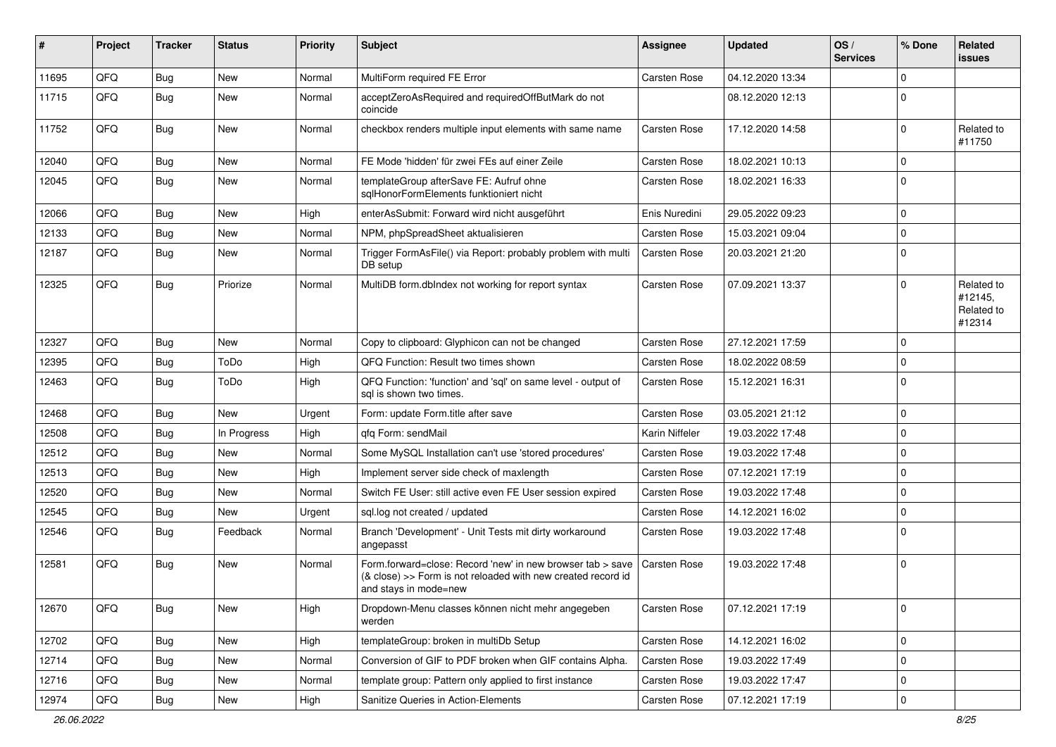| # | Project | Tracker | Status | Priority | Subject | Assignee | Updated | OS / Services | % Done | Related issues |
|---|---|---|---|---|---|---|---|---|---|---|
| 11695 | QFQ | Bug | New | Normal | MultiForm required FE Error | Carsten Rose | 04.12.2020 13:34 | | 0 | |
| 11715 | QFQ | Bug | New | Normal | acceptZeroAsRequired and requiredOffButMark do not coincide | | 08.12.2020 12:13 | | 0 | |
| 11752 | QFQ | Bug | New | Normal | checkbox renders multiple input elements with same name | Carsten Rose | 17.12.2020 14:58 | | 0 | Related to #11750 |
| 12040 | QFQ | Bug | New | Normal | FE Mode 'hidden' für zwei FEs auf einer Zeile | Carsten Rose | 18.02.2021 10:13 | | 0 | |
| 12045 | QFQ | Bug | New | Normal | templateGroup afterSave FE: Aufruf ohne sqlHonorFormElements funktioniert nicht | Carsten Rose | 18.02.2021 16:33 | | 0 | |
| 12066 | QFQ | Bug | New | High | enterAsSubmit: Forward wird nicht ausgeführt | Enis Nuredini | 29.05.2022 09:23 | | 0 | |
| 12133 | QFQ | Bug | New | Normal | NPM, phpSpreadSheet aktualisieren | Carsten Rose | 15.03.2021 09:04 | | 0 | |
| 12187 | QFQ | Bug | New | Normal | Trigger FormAsFile() via Report: probably problem with multi DB setup | Carsten Rose | 20.03.2021 21:20 | | 0 | |
| 12325 | QFQ | Bug | Priorize | Normal | MultiDB form.dbIndex not working for report syntax | Carsten Rose | 07.09.2021 13:37 | | 0 | Related to #12145, Related to #12314 |
| 12327 | QFQ | Bug | New | Normal | Copy to clipboard: Glyphicon can not be changed | Carsten Rose | 27.12.2021 17:59 | | 0 | |
| 12395 | QFQ | Bug | ToDo | High | QFQ Function: Result two times shown | Carsten Rose | 18.02.2022 08:59 | | 0 | |
| 12463 | QFQ | Bug | ToDo | High | QFQ Function: 'function' and 'sql' on same level - output of sql is shown two times. | Carsten Rose | 15.12.2021 16:31 | | 0 | |
| 12468 | QFQ | Bug | New | Urgent | Form: update Form.title after save | Carsten Rose | 03.05.2021 21:12 | | 0 | |
| 12508 | QFQ | Bug | In Progress | High | qfq Form: sendMail | Karin Niffeler | 19.03.2022 17:48 | | 0 | |
| 12512 | QFQ | Bug | New | Normal | Some MySQL Installation can't use 'stored procedures' | Carsten Rose | 19.03.2022 17:48 | | 0 | |
| 12513 | QFQ | Bug | New | High | Implement server side check of maxlength | Carsten Rose | 07.12.2021 17:19 | | 0 | |
| 12520 | QFQ | Bug | New | Normal | Switch FE User: still active even FE User session expired | Carsten Rose | 19.03.2022 17:48 | | 0 | |
| 12545 | QFQ | Bug | New | Urgent | sql.log not created / updated | Carsten Rose | 14.12.2021 16:02 | | 0 | |
| 12546 | QFQ | Bug | Feedback | Normal | Branch 'Development' - Unit Tests mit dirty workaround angepasst | Carsten Rose | 19.03.2022 17:48 | | 0 | |
| 12581 | QFQ | Bug | New | Normal | Form.forward=close: Record 'new' in new browser tab > save (& close) >> Form is not reloaded with new created record id and stays in mode=new | Carsten Rose | 19.03.2022 17:48 | | 0 | |
| 12670 | QFQ | Bug | New | High | Dropdown-Menu classes können nicht mehr angegeben werden | Carsten Rose | 07.12.2021 17:19 | | 0 | |
| 12702 | QFQ | Bug | New | High | templateGroup: broken in multiDb Setup | Carsten Rose | 14.12.2021 16:02 | | 0 | |
| 12714 | QFQ | Bug | New | Normal | Conversion of GIF to PDF broken when GIF contains Alpha. | Carsten Rose | 19.03.2022 17:49 | | 0 | |
| 12716 | QFQ | Bug | New | Normal | template group: Pattern only applied to first instance | Carsten Rose | 19.03.2022 17:47 | | 0 | |
| 12974 | QFQ | Bug | New | High | Sanitize Queries in Action-Elements | Carsten Rose | 07.12.2021 17:19 | | 0 | |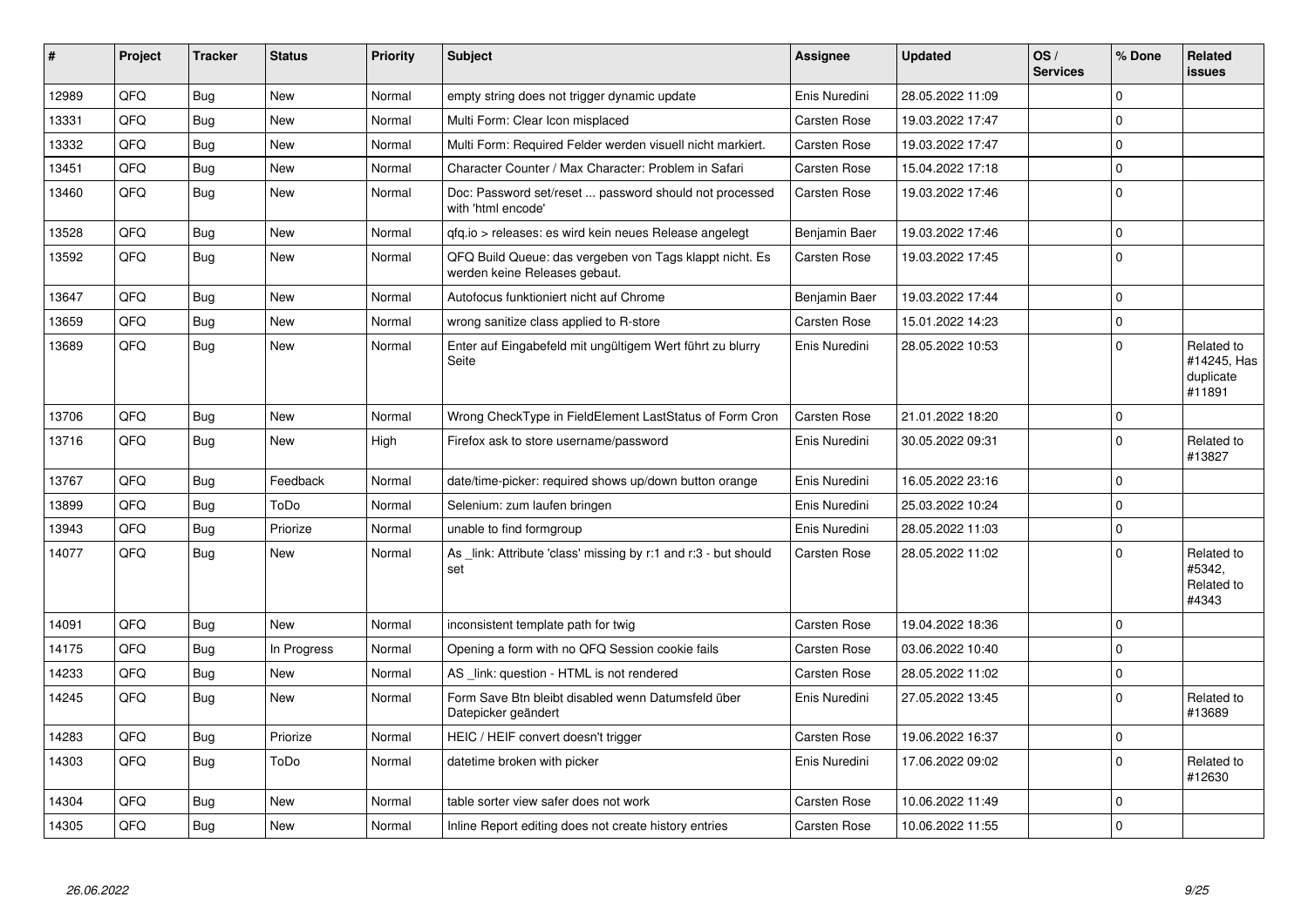| # | Project | Tracker | Status | Priority | Subject | Assignee | Updated | OS / Services | % Done | Related issues |
|---|---|---|---|---|---|---|---|---|---|---|
| 12989 | QFQ | Bug | New | Normal | empty string does not trigger dynamic update | Enis Nuredini | 28.05.2022 11:09 | | 0 | |
| 13331 | QFQ | Bug | New | Normal | Multi Form: Clear Icon misplaced | Carsten Rose | 19.03.2022 17:47 | | 0 | |
| 13332 | QFQ | Bug | New | Normal | Multi Form: Required Felder werden visuell nicht markiert. | Carsten Rose | 19.03.2022 17:47 | | 0 | |
| 13451 | QFQ | Bug | New | Normal | Character Counter / Max Character: Problem in Safari | Carsten Rose | 15.04.2022 17:18 | | 0 | |
| 13460 | QFQ | Bug | New | Normal | Doc: Password set/reset ... password should not processed with 'html encode' | Carsten Rose | 19.03.2022 17:46 | | 0 | |
| 13528 | QFQ | Bug | New | Normal | qfq.io > releases: es wird kein neues Release angelegt | Benjamin Baer | 19.03.2022 17:46 | | 0 | |
| 13592 | QFQ | Bug | New | Normal | QFQ Build Queue: das vergeben von Tags klappt nicht. Es werden keine Releases gebaut. | Carsten Rose | 19.03.2022 17:45 | | 0 | |
| 13647 | QFQ | Bug | New | Normal | Autofocus funktioniert nicht auf Chrome | Benjamin Baer | 19.03.2022 17:44 | | 0 | |
| 13659 | QFQ | Bug | New | Normal | wrong sanitize class applied to R-store | Carsten Rose | 15.01.2022 14:23 | | 0 | |
| 13689 | QFQ | Bug | New | Normal | Enter auf Eingabefeld mit ungültigem Wert führt zu blurry Seite | Enis Nuredini | 28.05.2022 10:53 | | 0 | Related to #14245, Has duplicate #11891 |
| 13706 | QFQ | Bug | New | Normal | Wrong CheckType in FieldElement LastStatus of Form Cron | Carsten Rose | 21.01.2022 18:20 | | 0 | |
| 13716 | QFQ | Bug | New | High | Firefox ask to store username/password | Enis Nuredini | 30.05.2022 09:31 | | 0 | Related to #13827 |
| 13767 | QFQ | Bug | Feedback | Normal | date/time-picker: required shows up/down button orange | Enis Nuredini | 16.05.2022 23:16 | | 0 | |
| 13899 | QFQ | Bug | ToDo | Normal | Selenium: zum laufen bringen | Enis Nuredini | 25.03.2022 10:24 | | 0 | |
| 13943 | QFQ | Bug | Priorize | Normal | unable to find formgroup | Enis Nuredini | 28.05.2022 11:03 | | 0 | |
| 14077 | QFQ | Bug | New | Normal | As _link: Attribute 'class' missing by r:1 and r:3 - but should set | Carsten Rose | 28.05.2022 11:02 | | 0 | Related to #5342, Related to #4343 |
| 14091 | QFQ | Bug | New | Normal | inconsistent template path for twig | Carsten Rose | 19.04.2022 18:36 | | 0 | |
| 14175 | QFQ | Bug | In Progress | Normal | Opening a form with no QFQ Session cookie fails | Carsten Rose | 03.06.2022 10:40 | | 0 | |
| 14233 | QFQ | Bug | New | Normal | AS _link: question - HTML is not rendered | Carsten Rose | 28.05.2022 11:02 | | 0 | |
| 14245 | QFQ | Bug | New | Normal | Form Save Btn bleibt disabled wenn Datumsfeld über Datepicker geändert | Enis Nuredini | 27.05.2022 13:45 | | 0 | Related to #13689 |
| 14283 | QFQ | Bug | Priorize | Normal | HEIC / HEIF convert doesn't trigger | Carsten Rose | 19.06.2022 16:37 | | 0 | |
| 14303 | QFQ | Bug | ToDo | Normal | datetime broken with picker | Enis Nuredini | 17.06.2022 09:02 | | 0 | Related to #12630 |
| 14304 | QFQ | Bug | New | Normal | table sorter view safer does not work | Carsten Rose | 10.06.2022 11:49 | | 0 | |
| 14305 | QFQ | Bug | New | Normal | Inline Report editing does not create history entries | Carsten Rose | 10.06.2022 11:55 | | 0 | |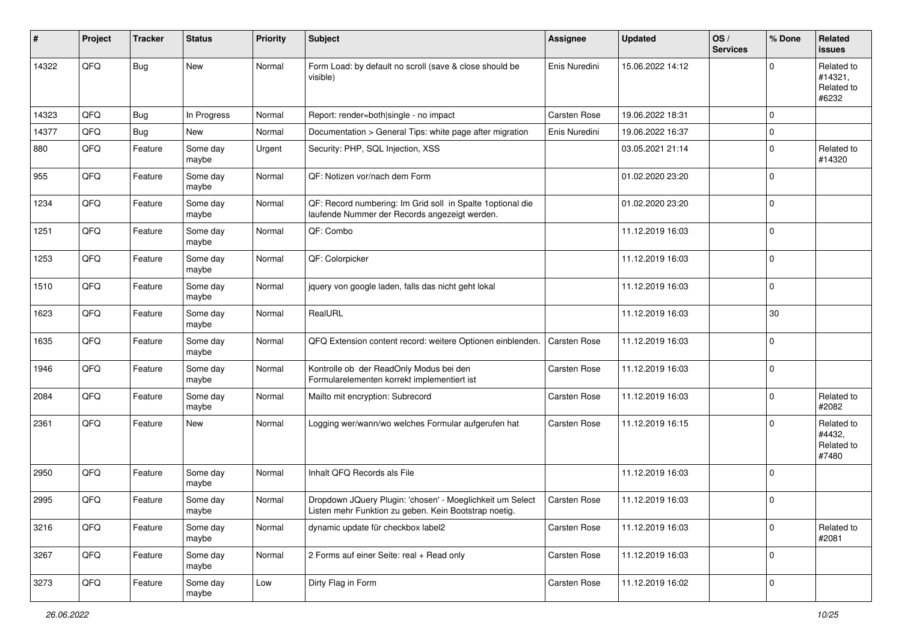| # | Project | Tracker | Status | Priority | Subject | Assignee | Updated | OS / Services | % Done | Related issues |
|---|---|---|---|---|---|---|---|---|---|---|
| 14322 | QFQ | Bug | New | Normal | Form Load: by default no scroll (save & close should be visible) | Enis Nuredini | 15.06.2022 14:12 | | 0 | Related to #14321, Related to #6232 |
| 14323 | QFQ | Bug | In Progress | Normal | Report: render=both\|single - no impact | Carsten Rose | 19.06.2022 18:31 | | 0 | |
| 14377 | QFQ | Bug | New | Normal | Documentation > General Tips: white page after migration | Enis Nuredini | 19.06.2022 16:37 | | 0 | |
| 880 | QFQ | Feature | Some day maybe | Urgent | Security: PHP, SQL Injection, XSS | | 03.05.2021 21:14 | | 0 | Related to #14320 |
| 955 | QFQ | Feature | Some day maybe | Normal | QF: Notizen vor/nach dem Form | | 01.02.2020 23:20 | | 0 | |
| 1234 | QFQ | Feature | Some day maybe | Normal | QF: Record numbering: Im Grid soll in Spalte 1optional die laufende Nummer der Records angezeigt werden. | | 01.02.2020 23:20 | | 0 | |
| 1251 | QFQ | Feature | Some day maybe | Normal | QF: Combo | | 11.12.2019 16:03 | | 0 | |
| 1253 | QFQ | Feature | Some day maybe | Normal | QF: Colorpicker | | 11.12.2019 16:03 | | 0 | |
| 1510 | QFQ | Feature | Some day maybe | Normal | jquery von google laden, falls das nicht geht lokal | | 11.12.2019 16:03 | | 0 | |
| 1623 | QFQ | Feature | Some day maybe | Normal | RealURL | | 11.12.2019 16:03 | | 30 | |
| 1635 | QFQ | Feature | Some day maybe | Normal | QFQ Extension content record: weitere Optionen einblenden. | Carsten Rose | 11.12.2019 16:03 | | 0 | |
| 1946 | QFQ | Feature | Some day maybe | Normal | Kontrolle ob der ReadOnly Modus bei den Formularelementen korrekt implementiert ist | Carsten Rose | 11.12.2019 16:03 | | 0 | |
| 2084 | QFQ | Feature | Some day maybe | Normal | Mailto mit encryption: Subrecord | Carsten Rose | 11.12.2019 16:03 | | 0 | Related to #2082 |
| 2361 | QFQ | Feature | New | Normal | Logging wer/wann/wo welches Formular aufgerufen hat | Carsten Rose | 11.12.2019 16:15 | | 0 | Related to #4432, Related to #7480 |
| 2950 | QFQ | Feature | Some day maybe | Normal | Inhalt QFQ Records als File | | 11.12.2019 16:03 | | 0 | |
| 2995 | QFQ | Feature | Some day maybe | Normal | Dropdown JQuery Plugin: 'chosen' - Moeglichkeit um Select Listen mehr Funktion zu geben. Kein Bootstrap noetig. | Carsten Rose | 11.12.2019 16:03 | | 0 | |
| 3216 | QFQ | Feature | Some day maybe | Normal | dynamic update für checkbox label2 | Carsten Rose | 11.12.2019 16:03 | | 0 | Related to #2081 |
| 3267 | QFQ | Feature | Some day maybe | Normal | 2 Forms auf einer Seite: real + Read only | Carsten Rose | 11.12.2019 16:03 | | 0 | |
| 3273 | QFQ | Feature | Some day maybe | Low | Dirty Flag in Form | Carsten Rose | 11.12.2019 16:02 | | 0 | |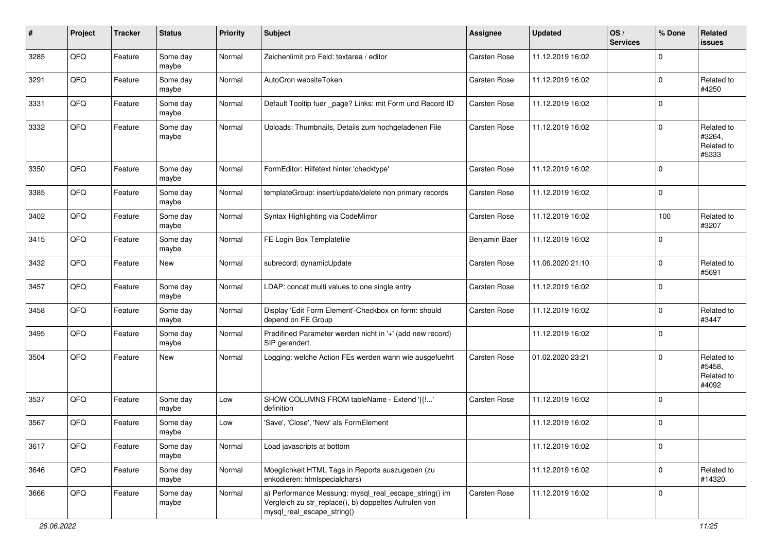| # | Project | Tracker | Status | Priority | Subject | Assignee | Updated | OS / Services | % Done | Related issues |
|---|---|---|---|---|---|---|---|---|---|---|
| 3285 | QFQ | Feature | Some day maybe | Normal | Zeichenlimit pro Feld: textarea / editor | Carsten Rose | 11.12.2019 16:02 | | 0 | |
| 3291 | QFQ | Feature | Some day maybe | Normal | AutoCron websiteToken | Carsten Rose | 11.12.2019 16:02 | | 0 | Related to #4250 |
| 3331 | QFQ | Feature | Some day maybe | Normal | Default Tooltip fuer _page? Links: mit Form und Record ID | Carsten Rose | 11.12.2019 16:02 | | 0 | |
| 3332 | QFQ | Feature | Some day maybe | Normal | Uploads: Thumbnails, Details zum hochgeladenen File | Carsten Rose | 11.12.2019 16:02 | | 0 | Related to #3264, Related to #5333 |
| 3350 | QFQ | Feature | Some day maybe | Normal | FormEditor: Hilfetext hinter 'checktype' | Carsten Rose | 11.12.2019 16:02 | | 0 | |
| 3385 | QFQ | Feature | Some day maybe | Normal | templateGroup: insert/update/delete non primary records | Carsten Rose | 11.12.2019 16:02 | | 0 | |
| 3402 | QFQ | Feature | Some day maybe | Normal | Syntax Highlighting via CodeMirror | Carsten Rose | 11.12.2019 16:02 | | 100 | Related to #3207 |
| 3415 | QFQ | Feature | Some day maybe | Normal | FE Login Box Templatefile | Benjamin Baer | 11.12.2019 16:02 | | 0 | |
| 3432 | QFQ | Feature | New | Normal | subrecord: dynamicUpdate | Carsten Rose | 11.06.2020 21:10 | | 0 | Related to #5691 |
| 3457 | QFQ | Feature | Some day maybe | Normal | LDAP: concat multi values to one single entry | Carsten Rose | 11.12.2019 16:02 | | 0 | |
| 3458 | QFQ | Feature | Some day maybe | Normal | Display 'Edit Form Element'-Checkbox on form: should depend on FE Group | Carsten Rose | 11.12.2019 16:02 | | 0 | Related to #3447 |
| 3495 | QFQ | Feature | Some day maybe | Normal | Predifined Parameter werden nicht in '+' (add new record) SIP gerendert. | | 11.12.2019 16:02 | | 0 | |
| 3504 | QFQ | Feature | New | Normal | Logging: welche Action FEs werden wann wie ausgefuehrt | Carsten Rose | 01.02.2020 23:21 | | 0 | Related to #5458, Related to #4092 |
| 3537 | QFQ | Feature | Some day maybe | Low | SHOW COLUMNS FROM tableName - Extend '{{!...' definition | Carsten Rose | 11.12.2019 16:02 | | 0 | |
| 3567 | QFQ | Feature | Some day maybe | Low | 'Save', 'Close', 'New' als FormElement | | 11.12.2019 16:02 | | 0 | |
| 3617 | QFQ | Feature | Some day maybe | Normal | Load javascripts at bottom | | 11.12.2019 16:02 | | 0 | |
| 3646 | QFQ | Feature | Some day maybe | Normal | Moeglichkeit HTML Tags in Reports auszugeben (zu enkodieren: htmlspecialchars) | | 11.12.2019 16:02 | | 0 | Related to #14320 |
| 3666 | QFQ | Feature | Some day maybe | Normal | a) Performance Messung: mysql_real_escape_string() im Vergleich zu str_replace(), b) doppeltes Aufrufen von mysql_real_escape_string() | Carsten Rose | 11.12.2019 16:02 | | 0 | |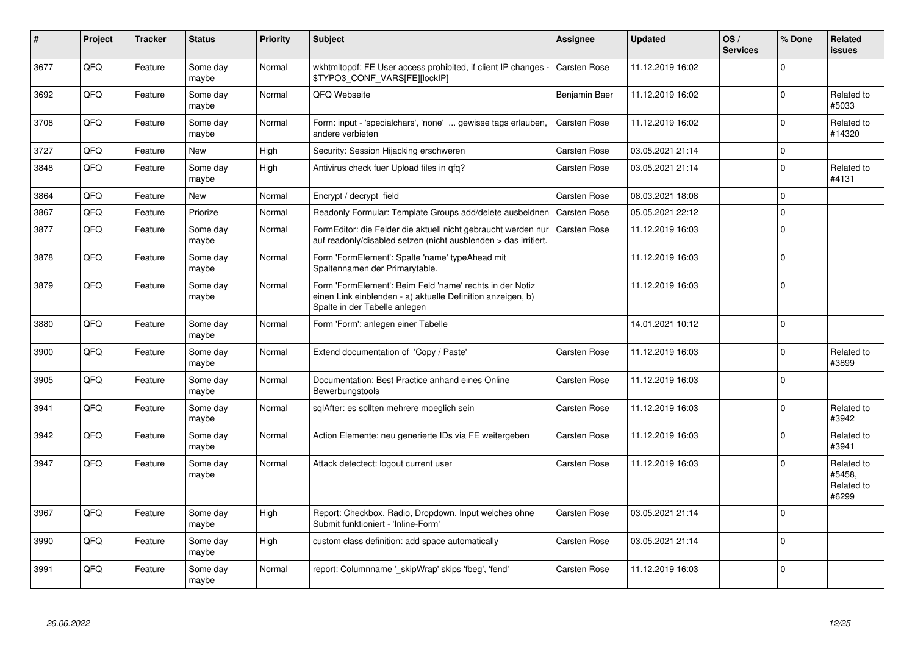| # | Project | Tracker | Status | Priority | Subject | Assignee | Updated | OS / Services | % Done | Related issues |
|---|---|---|---|---|---|---|---|---|---|---|
| 3677 | QFQ | Feature | Some day maybe | Normal | wkhtmltopdf: FE User access prohibited, if client IP changes - $TYPO3_CONF_VARS[FE][lockIP] | Carsten Rose | 11.12.2019 16:02 | | 0 | |
| 3692 | QFQ | Feature | Some day maybe | Normal | QFQ Webseite | Benjamin Baer | 11.12.2019 16:02 | | 0 | Related to #5033 |
| 3708 | QFQ | Feature | Some day maybe | Normal | Form: input - 'specialchars', 'none' ... gewisse tags erlauben, andere verbieten | Carsten Rose | 11.12.2019 16:02 | | 0 | Related to #14320 |
| 3727 | QFQ | Feature | New | High | Security: Session Hijacking erschweren | Carsten Rose | 03.05.2021 21:14 | | 0 | |
| 3848 | QFQ | Feature | Some day maybe | High | Antivirus check fuer Upload files in qfq? | Carsten Rose | 03.05.2021 21:14 | | 0 | Related to #4131 |
| 3864 | QFQ | Feature | New | Normal | Encrypt / decrypt field | Carsten Rose | 08.03.2021 18:08 | | 0 | |
| 3867 | QFQ | Feature | Priorize | Normal | Readonly Formular: Template Groups add/delete ausbeldnen | Carsten Rose | 05.05.2021 22:12 | | 0 | |
| 3877 | QFQ | Feature | Some day maybe | Normal | FormEditor: die Felder die aktuell nicht gebraucht werden nur auf readonly/disabled setzen (nicht ausblenden > das irritiert. | Carsten Rose | 11.12.2019 16:03 | | 0 | |
| 3878 | QFQ | Feature | Some day maybe | Normal | Form 'FormElement': Spalte 'name' typeAhead mit Spaltennamen der Primarytable. | | 11.12.2019 16:03 | | 0 | |
| 3879 | QFQ | Feature | Some day maybe | Normal | Form 'FormElement': Beim Feld 'name' rechts in der Notiz einen Link einblenden - a) aktuelle Definition anzeigen, b) Spalte in der Tabelle anlegen | | 11.12.2019 16:03 | | 0 | |
| 3880 | QFQ | Feature | Some day maybe | Normal | Form 'Form': anlegen einer Tabelle | | 14.01.2021 10:12 | | 0 | |
| 3900 | QFQ | Feature | Some day maybe | Normal | Extend documentation of 'Copy / Paste' | Carsten Rose | 11.12.2019 16:03 | | 0 | Related to #3899 |
| 3905 | QFQ | Feature | Some day maybe | Normal | Documentation: Best Practice anhand eines Online Bewerbungstools | Carsten Rose | 11.12.2019 16:03 | | 0 | |
| 3941 | QFQ | Feature | Some day maybe | Normal | sqlAfter: es sollten mehrere moeglich sein | Carsten Rose | 11.12.2019 16:03 | | 0 | Related to #3942 |
| 3942 | QFQ | Feature | Some day maybe | Normal | Action Elemente: neu generierte IDs via FE weitergeben | Carsten Rose | 11.12.2019 16:03 | | 0 | Related to #3941 |
| 3947 | QFQ | Feature | Some day maybe | Normal | Attack detectect: logout current user | Carsten Rose | 11.12.2019 16:03 | | 0 | Related to #5458, Related to #6299 |
| 3967 | QFQ | Feature | Some day maybe | High | Report: Checkbox, Radio, Dropdown, Input welches ohne Submit funktioniert - 'Inline-Form' | Carsten Rose | 03.05.2021 21:14 | | 0 | |
| 3990 | QFQ | Feature | Some day maybe | High | custom class definition: add space automatically | Carsten Rose | 03.05.2021 21:14 | | 0 | |
| 3991 | QFQ | Feature | Some day maybe | Normal | report: Columnname '_skipWrap' skips 'fbeg', 'fend' | Carsten Rose | 11.12.2019 16:03 | | 0 | |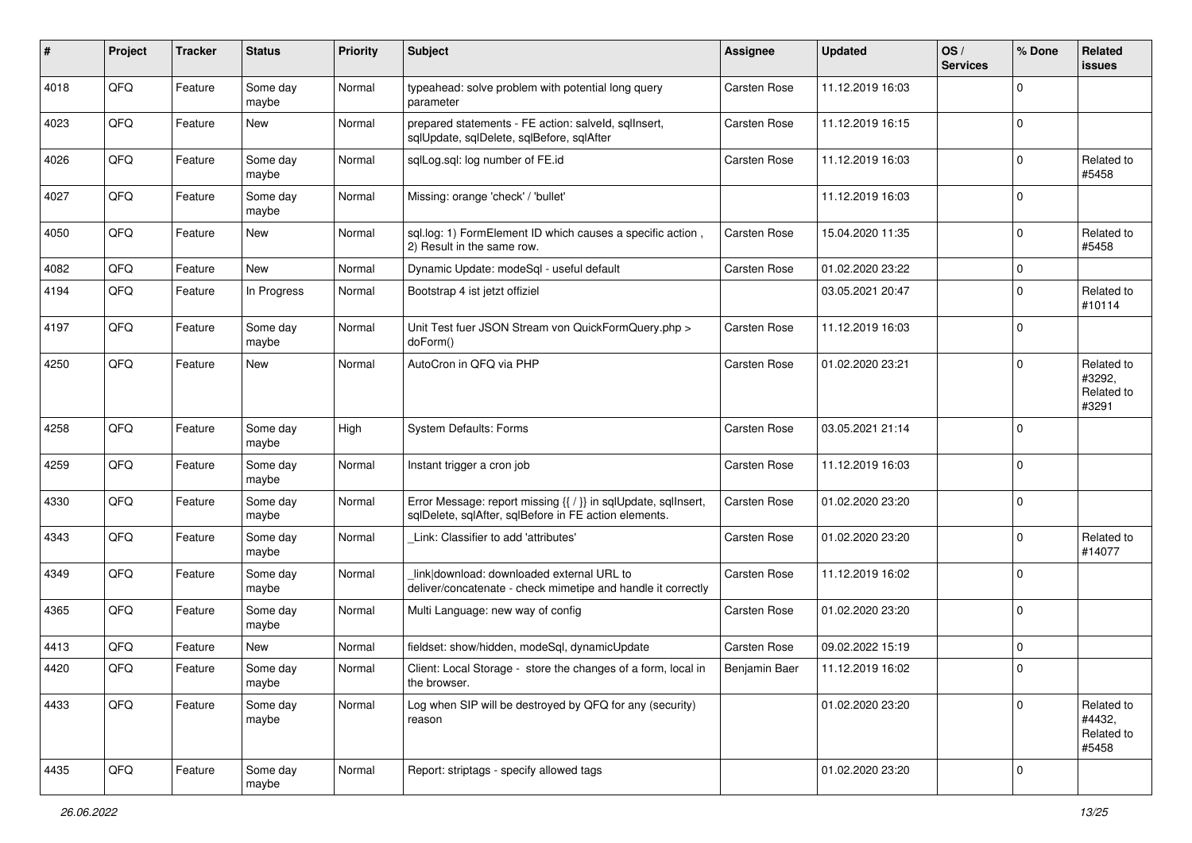| # | Project | Tracker | Status | Priority | Subject | Assignee | Updated | OS / Services | % Done | Related issues |
|---|---|---|---|---|---|---|---|---|---|---|
| 4018 | QFQ | Feature | Some day maybe | Normal | typeahead: solve problem with potential long query parameter | Carsten Rose | 11.12.2019 16:03 | | 0 | |
| 4023 | QFQ | Feature | New | Normal | prepared statements - FE action: salveld, sqlInsert, sqlUpdate, sqlDelete, sqlBefore, sqlAfter | Carsten Rose | 11.12.2019 16:15 | | 0 | |
| 4026 | QFQ | Feature | Some day maybe | Normal | sqlLog.sql: log number of FE.id | Carsten Rose | 11.12.2019 16:03 | | 0 | Related to #5458 |
| 4027 | QFQ | Feature | Some day maybe | Normal | Missing: orange 'check' / 'bullet' | | 11.12.2019 16:03 | | 0 | |
| 4050 | QFQ | Feature | New | Normal | sql.log: 1) FormElement ID which causes a specific action , 2) Result in the same row. | Carsten Rose | 15.04.2020 11:35 | | 0 | Related to #5458 |
| 4082 | QFQ | Feature | New | Normal | Dynamic Update: modeSql - useful default | Carsten Rose | 01.02.2020 23:22 | | 0 | |
| 4194 | QFQ | Feature | In Progress | Normal | Bootstrap 4 ist jetzt offiziel | | 03.05.2021 20:47 | | 0 | Related to #10114 |
| 4197 | QFQ | Feature | Some day maybe | Normal | Unit Test fuer JSON Stream von QuickFormQuery.php > doForm() | Carsten Rose | 11.12.2019 16:03 | | 0 | |
| 4250 | QFQ | Feature | New | Normal | AutoCron in QFQ via PHP | Carsten Rose | 01.02.2020 23:21 | | 0 | Related to #3292, Related to #3291 |
| 4258 | QFQ | Feature | Some day maybe | High | System Defaults: Forms | Carsten Rose | 03.05.2021 21:14 | | 0 | |
| 4259 | QFQ | Feature | Some day maybe | Normal | Instant trigger a cron job | Carsten Rose | 11.12.2019 16:03 | | 0 | |
| 4330 | QFQ | Feature | Some day maybe | Normal | Error Message: report missing {{ / }} in sqlUpdate, sqlInsert, sqlDelete, sqlAfter, sqlBefore in FE action elements. | Carsten Rose | 01.02.2020 23:20 | | 0 | |
| 4343 | QFQ | Feature | Some day maybe | Normal | _Link: Classifier to add 'attributes' | Carsten Rose | 01.02.2020 23:20 | | 0 | Related to #14077 |
| 4349 | QFQ | Feature | Some day maybe | Normal | _link\|download: downloaded external URL to deliver/concatenate - check mimetipe and handle it correctly | Carsten Rose | 11.12.2019 16:02 | | 0 | |
| 4365 | QFQ | Feature | Some day maybe | Normal | Multi Language: new way of config | Carsten Rose | 01.02.2020 23:20 | | 0 | |
| 4413 | QFQ | Feature | New | Normal | fieldset: show/hidden, modeSql, dynamicUpdate | Carsten Rose | 09.02.2022 15:19 | | 0 | |
| 4420 | QFQ | Feature | Some day maybe | Normal | Client: Local Storage - store the changes of a form, local in the browser. | Benjamin Baer | 11.12.2019 16:02 | | 0 | |
| 4433 | QFQ | Feature | Some day maybe | Normal | Log when SIP will be destroyed by QFQ for any (security) reason | | 01.02.2020 23:20 | | 0 | Related to #4432, Related to #5458 |
| 4435 | QFQ | Feature | Some day maybe | Normal | Report: striptags - specify allowed tags | | 01.02.2020 23:20 | | 0 | |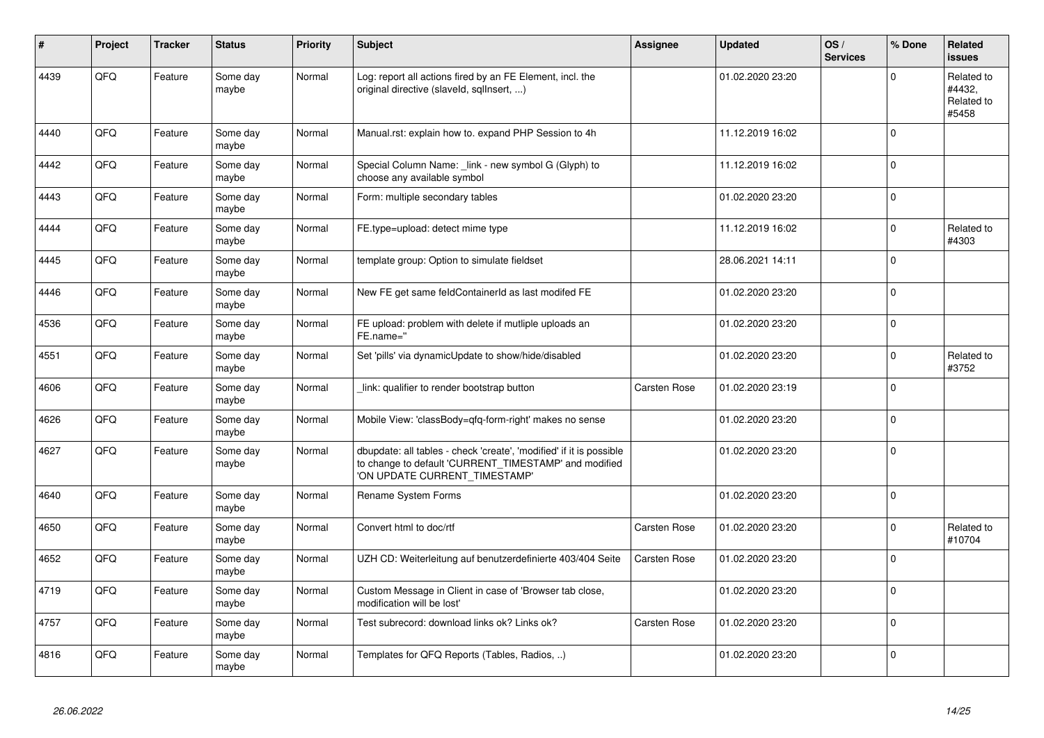| # | Project | Tracker | Status | Priority | Subject | Assignee | Updated | OS / Services | % Done | Related issues |
|---|---|---|---|---|---|---|---|---|---|---|
| 4439 | QFQ | Feature | Some day maybe | Normal | Log: report all actions fired by an FE Element, incl. the original directive (slaveId, sqlInsert, ...) | | 01.02.2020 23:20 | | 0 | Related to #4432, Related to #5458 |
| 4440 | QFQ | Feature | Some day maybe | Normal | Manual.rst: explain how to. expand PHP Session to 4h | | 11.12.2019 16:02 | | 0 | |
| 4442 | QFQ | Feature | Some day maybe | Normal | Special Column Name: _link - new symbol G (Glyph) to choose any available symbol | | 11.12.2019 16:02 | | 0 | |
| 4443 | QFQ | Feature | Some day maybe | Normal | Form: multiple secondary tables | | 01.02.2020 23:20 | | 0 | |
| 4444 | QFQ | Feature | Some day maybe | Normal | FE.type=upload: detect mime type | | 11.12.2019 16:02 | | 0 | Related to #4303 |
| 4445 | QFQ | Feature | Some day maybe | Normal | template group: Option to simulate fieldset | | 28.06.2021 14:11 | | 0 | |
| 4446 | QFQ | Feature | Some day maybe | Normal | New FE get same feldContainerId as last modifed FE | | 01.02.2020 23:20 | | 0 | |
| 4536 | QFQ | Feature | Some day maybe | Normal | FE upload: problem with delete if mutliple uploads an FE.name='' | | 01.02.2020 23:20 | | 0 | |
| 4551 | QFQ | Feature | Some day maybe | Normal | Set 'pills' via dynamicUpdate to show/hide/disabled | | 01.02.2020 23:20 | | 0 | Related to #3752 |
| 4606 | QFQ | Feature | Some day maybe | Normal | _link: qualifier to render bootstrap button | Carsten Rose | 01.02.2020 23:19 | | 0 | |
| 4626 | QFQ | Feature | Some day maybe | Normal | Mobile View: 'classBody=qfq-form-right' makes no sense | | 01.02.2020 23:20 | | 0 | |
| 4627 | QFQ | Feature | Some day maybe | Normal | dbupdate: all tables - check 'create', 'modified' if it is possible to change to default 'CURRENT_TIMESTAMP' and modified 'ON UPDATE CURRENT_TIMESTAMP' | | 01.02.2020 23:20 | | 0 | |
| 4640 | QFQ | Feature | Some day maybe | Normal | Rename System Forms | | 01.02.2020 23:20 | | 0 | |
| 4650 | QFQ | Feature | Some day maybe | Normal | Convert html to doc/rtf | Carsten Rose | 01.02.2020 23:20 | | 0 | Related to #10704 |
| 4652 | QFQ | Feature | Some day maybe | Normal | UZH CD: Weiterleitung auf benutzerdefinierte 403/404 Seite | Carsten Rose | 01.02.2020 23:20 | | 0 | |
| 4719 | QFQ | Feature | Some day maybe | Normal | Custom Message in Client in case of 'Browser tab close, modification will be lost' | | 01.02.2020 23:20 | | 0 | |
| 4757 | QFQ | Feature | Some day maybe | Normal | Test subrecord: download links ok? Links ok? | Carsten Rose | 01.02.2020 23:20 | | 0 | |
| 4816 | QFQ | Feature | Some day maybe | Normal | Templates for QFQ Reports (Tables, Radios, ..) | | 01.02.2020 23:20 | | 0 | |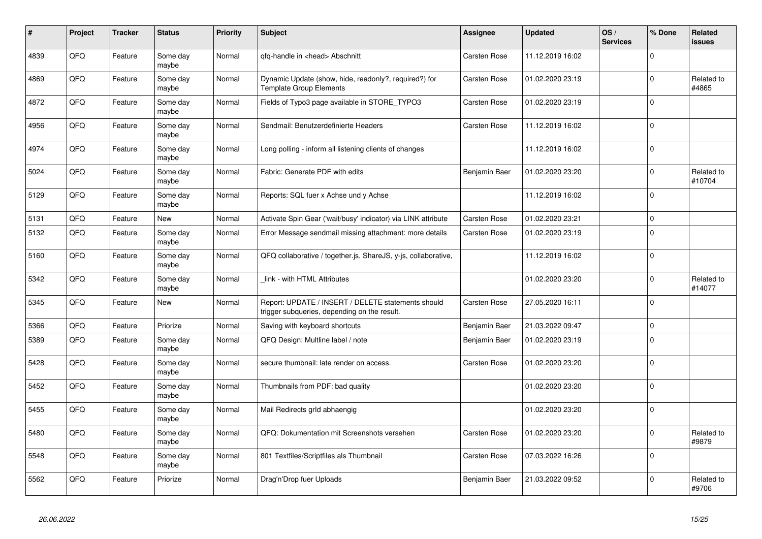| # | Project | Tracker | Status | Priority | Subject | Assignee | Updated | OS / Services | % Done | Related issues |
|---|---|---|---|---|---|---|---|---|---|---|
| 4839 | QFQ | Feature | Some day maybe | Normal | qfq-handle in <head> Abschnitt | Carsten Rose | 11.12.2019 16:02 | | 0 | |
| 4869 | QFQ | Feature | Some day maybe | Normal | Dynamic Update (show, hide, readonly?, required?) for Template Group Elements | Carsten Rose | 01.02.2020 23:19 | | 0 | Related to #4865 |
| 4872 | QFQ | Feature | Some day maybe | Normal | Fields of Typo3 page available in STORE_TYPO3 | Carsten Rose | 01.02.2020 23:19 | | 0 | |
| 4956 | QFQ | Feature | Some day maybe | Normal | Sendmail: Benutzerdefinierte Headers | Carsten Rose | 11.12.2019 16:02 | | 0 | |
| 4974 | QFQ | Feature | Some day maybe | Normal | Long polling - inform all listening clients of changes | | 11.12.2019 16:02 | | 0 | |
| 5024 | QFQ | Feature | Some day maybe | Normal | Fabric: Generate PDF with edits | Benjamin Baer | 01.02.2020 23:20 | | 0 | Related to #10704 |
| 5129 | QFQ | Feature | Some day maybe | Normal | Reports: SQL fuer x Achse und y Achse | | 11.12.2019 16:02 | | 0 | |
| 5131 | QFQ | Feature | New | Normal | Activate Spin Gear ('wait/busy' indicator) via LINK attribute | Carsten Rose | 01.02.2020 23:21 | | 0 | |
| 5132 | QFQ | Feature | Some day maybe | Normal | Error Message sendmail missing attachment: more details | Carsten Rose | 01.02.2020 23:19 | | 0 | |
| 5160 | QFQ | Feature | Some day maybe | Normal | QFQ collaborative / together.js, ShareJS, y-js, collaborative, | | 11.12.2019 16:02 | | 0 | |
| 5342 | QFQ | Feature | Some day maybe | Normal | _link - with HTML Attributes | | 01.02.2020 23:20 | | 0 | Related to #14077 |
| 5345 | QFQ | Feature | New | Normal | Report: UPDATE / INSERT / DELETE statements should trigger subqueries, depending on the result. | Carsten Rose | 27.05.2020 16:11 | | 0 | |
| 5366 | QFQ | Feature | Priorize | Normal | Saving with keyboard shortcuts | Benjamin Baer | 21.03.2022 09:47 | | 0 | |
| 5389 | QFQ | Feature | Some day maybe | Normal | QFQ Design: Multline label / note | Benjamin Baer | 01.02.2020 23:19 | | 0 | |
| 5428 | QFQ | Feature | Some day maybe | Normal | secure thumbnail: late render on access. | Carsten Rose | 01.02.2020 23:20 | | 0 | |
| 5452 | QFQ | Feature | Some day maybe | Normal | Thumbnails from PDF: bad quality | | 01.02.2020 23:20 | | 0 | |
| 5455 | QFQ | Feature | Some day maybe | Normal | Mail Redirects grId abhaengig | | 01.02.2020 23:20 | | 0 | |
| 5480 | QFQ | Feature | Some day maybe | Normal | QFQ: Dokumentation mit Screenshots versehen | Carsten Rose | 01.02.2020 23:20 | | 0 | Related to #9879 |
| 5548 | QFQ | Feature | Some day maybe | Normal | 801 Textfiles/Scriptfiles als Thumbnail | Carsten Rose | 07.03.2022 16:26 | | 0 | |
| 5562 | QFQ | Feature | Priorize | Normal | Drag'n'Drop fuer Uploads | Benjamin Baer | 21.03.2022 09:52 | | 0 | Related to #9706 |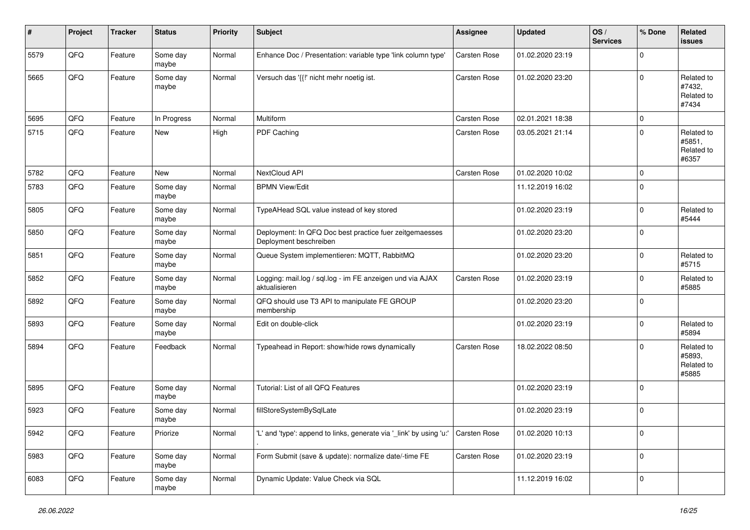| # | Project | Tracker | Status | Priority | Subject | Assignee | Updated | OS / Services | % Done | Related issues |
|---|---|---|---|---|---|---|---|---|---|---|
| 5579 | QFQ | Feature | Some day maybe | Normal | Enhance Doc / Presentation: variable type 'link column type' | Carsten Rose | 01.02.2020 23:19 | | 0 | |
| 5665 | QFQ | Feature | Some day maybe | Normal | Versuch das '{{!' nicht mehr noetig ist. | Carsten Rose | 01.02.2020 23:20 | | 0 | Related to #7432, Related to #7434 |
| 5695 | QFQ | Feature | In Progress | Normal | Multiform | Carsten Rose | 02.01.2021 18:38 | | 0 | |
| 5715 | QFQ | Feature | New | High | PDF Caching | Carsten Rose | 03.05.2021 21:14 | | 0 | Related to #5851, Related to #6357 |
| 5782 | QFQ | Feature | New | Normal | NextCloud API | Carsten Rose | 01.02.2020 10:02 | | 0 | |
| 5783 | QFQ | Feature | Some day maybe | Normal | BPMN View/Edit | | 11.12.2019 16:02 | | 0 | |
| 5805 | QFQ | Feature | Some day maybe | Normal | TypeAHead SQL value instead of key stored | | 01.02.2020 23:19 | | 0 | Related to #5444 |
| 5850 | QFQ | Feature | Some day maybe | Normal | Deployment: In QFQ Doc best practice fuer zeitgemaesses Deployment beschreiben | | 01.02.2020 23:20 | | 0 | |
| 5851 | QFQ | Feature | Some day maybe | Normal | Queue System implementieren: MQTT, RabbitMQ | | 01.02.2020 23:20 | | 0 | Related to #5715 |
| 5852 | QFQ | Feature | Some day maybe | Normal | Logging: mail.log / sql.log - im FE anzeigen und via AJAX aktualisieren | Carsten Rose | 01.02.2020 23:19 | | 0 | Related to #5885 |
| 5892 | QFQ | Feature | Some day maybe | Normal | QFQ should use T3 API to manipulate FE GROUP membership | | 01.02.2020 23:20 | | 0 | |
| 5893 | QFQ | Feature | Some day maybe | Normal | Edit on double-click | | 01.02.2020 23:19 | | 0 | Related to #5894 |
| 5894 | QFQ | Feature | Feedback | Normal | Typeahead in Report: show/hide rows dynamically | Carsten Rose | 18.02.2022 08:50 | | 0 | Related to #5893, Related to #5885 |
| 5895 | QFQ | Feature | Some day maybe | Normal | Tutorial: List of all QFQ Features | | 01.02.2020 23:19 | | 0 | |
| 5923 | QFQ | Feature | Some day maybe | Normal | fillStoreSystemBySqlLate | | 01.02.2020 23:19 | | 0 | |
| 5942 | QFQ | Feature | Priorize | Normal | 'L' and 'type': append to links, generate via '_link' by using 'u:' . | Carsten Rose | 01.02.2020 10:13 | | 0 | |
| 5983 | QFQ | Feature | Some day maybe | Normal | Form Submit (save & update): normalize date/-time FE | Carsten Rose | 01.02.2020 23:19 | | 0 | |
| 6083 | QFQ | Feature | Some day maybe | Normal | Dynamic Update: Value Check via SQL | | 11.12.2019 16:02 | | 0 | |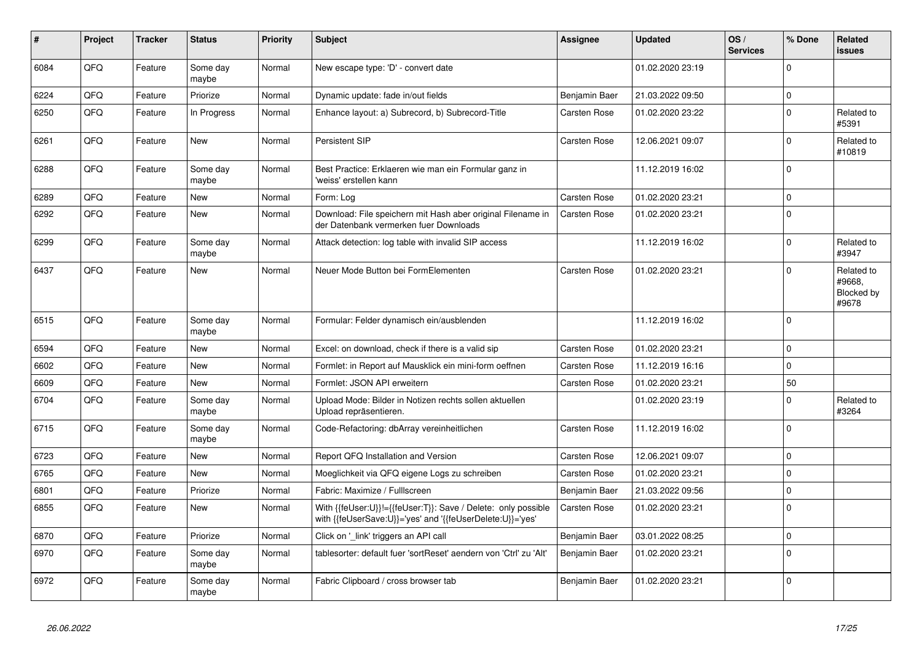| # | Project | Tracker | Status | Priority | Subject | Assignee | Updated | OS / Services | % Done | Related issues |
|---|---|---|---|---|---|---|---|---|---|---|
| 6084 | QFQ | Feature | Some day maybe | Normal | New escape type: 'D' - convert date | | 01.02.2020 23:19 | | 0 | |
| 6224 | QFQ | Feature | Priorize | Normal | Dynamic update: fade in/out fields | Benjamin Baer | 21.03.2022 09:50 | | 0 | |
| 6250 | QFQ | Feature | In Progress | Normal | Enhance layout: a) Subrecord, b) Subrecord-Title | Carsten Rose | 01.02.2020 23:22 | | 0 | Related to #5391 |
| 6261 | QFQ | Feature | New | Normal | Persistent SIP | Carsten Rose | 12.06.2021 09:07 | | 0 | Related to #10819 |
| 6288 | QFQ | Feature | Some day maybe | Normal | Best Practice: Erklaeren wie man ein Formular ganz in 'weiss' erstellen kann | | 11.12.2019 16:02 | | 0 | |
| 6289 | QFQ | Feature | New | Normal | Form: Log | Carsten Rose | 01.02.2020 23:21 | | 0 | |
| 6292 | QFQ | Feature | New | Normal | Download: File speichern mit Hash aber original Filename in der Datenbank vermerken fuer Downloads | Carsten Rose | 01.02.2020 23:21 | | 0 | |
| 6299 | QFQ | Feature | Some day maybe | Normal | Attack detection: log table with invalid SIP access | | 11.12.2019 16:02 | | 0 | Related to #3947 |
| 6437 | QFQ | Feature | New | Normal | Neuer Mode Button bei FormElementen | Carsten Rose | 01.02.2020 23:21 | | 0 | Related to #9668, Blocked by #9678 |
| 6515 | QFQ | Feature | Some day maybe | Normal | Formular: Felder dynamisch ein/ausblenden | | 11.12.2019 16:02 | | 0 | |
| 6594 | QFQ | Feature | New | Normal | Excel: on download, check if there is a valid sip | Carsten Rose | 01.02.2020 23:21 | | 0 | |
| 6602 | QFQ | Feature | New | Normal | Formlet: in Report auf Mausklick ein mini-form oeffnen | Carsten Rose | 11.12.2019 16:16 | | 0 | |
| 6609 | QFQ | Feature | New | Normal | Formlet: JSON API erweitern | Carsten Rose | 01.02.2020 23:21 | | 50 | |
| 6704 | QFQ | Feature | Some day maybe | Normal | Upload Mode: Bilder in Notizen rechts sollen aktuellen Upload repräsentieren. | | 01.02.2020 23:19 | | 0 | Related to #3264 |
| 6715 | QFQ | Feature | Some day maybe | Normal | Code-Refactoring: dbArray vereinheitlichen | Carsten Rose | 11.12.2019 16:02 | | 0 | |
| 6723 | QFQ | Feature | New | Normal | Report QFQ Installation and Version | Carsten Rose | 12.06.2021 09:07 | | 0 | |
| 6765 | QFQ | Feature | New | Normal | Moeglichkeit via QFQ eigene Logs zu schreiben | Carsten Rose | 01.02.2020 23:21 | | 0 | |
| 6801 | QFQ | Feature | Priorize | Normal | Fabric: Maximize / Fulllscreen | Benjamin Baer | 21.03.2022 09:56 | | 0 | |
| 6855 | QFQ | Feature | New | Normal | With {{feUser:U}}!={{feUser:T}}: Save / Delete: only possible with {{feUserSave:U}}='yes' and '{{feUserDelete:U}}='yes' | Carsten Rose | 01.02.2020 23:21 | | 0 | |
| 6870 | QFQ | Feature | Priorize | Normal | Click on '_link' triggers an API call | Benjamin Baer | 03.01.2022 08:25 | | 0 | |
| 6970 | QFQ | Feature | Some day maybe | Normal | tablesorter: default fuer 'sortReset' aendern von 'Ctrl' zu 'Alt' | Benjamin Baer | 01.02.2020 23:21 | | 0 | |
| 6972 | QFQ | Feature | Some day maybe | Normal | Fabric Clipboard / cross browser tab | Benjamin Baer | 01.02.2020 23:21 | | 0 | |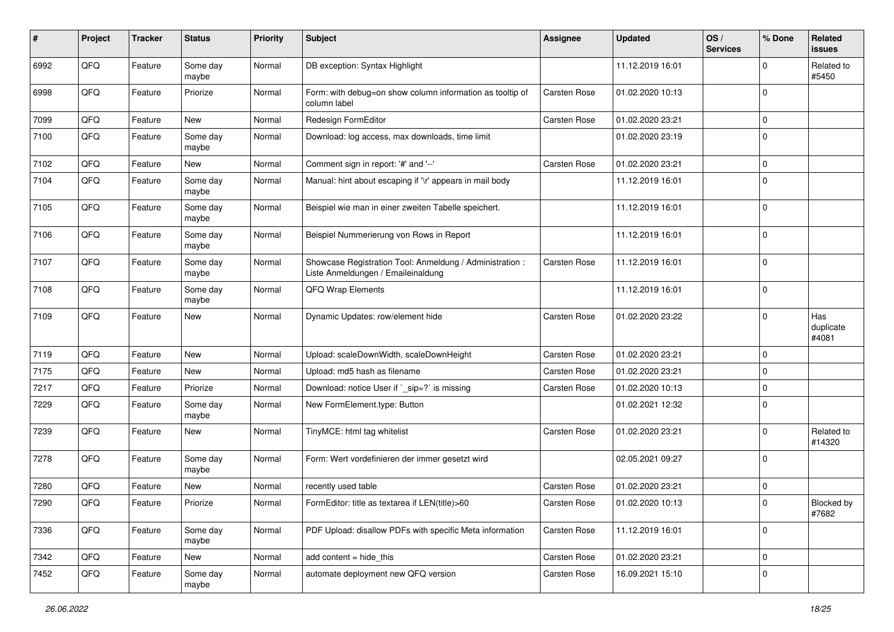| # | Project | Tracker | Status | Priority | Subject | Assignee | Updated | OS / Services | % Done | Related issues |
|---|---|---|---|---|---|---|---|---|---|---|
| 6992 | QFQ | Feature | Some day maybe | Normal | DB exception: Syntax Highlight | | 11.12.2019 16:01 | | 0 | Related to #5450 |
| 6998 | QFQ | Feature | Priorize | Normal | Form: with debug=on show column information as tooltip of column label | Carsten Rose | 01.02.2020 10:13 | | 0 | |
| 7099 | QFQ | Feature | New | Normal | Redesign FormEditor | Carsten Rose | 01.02.2020 23:21 | | 0 | |
| 7100 | QFQ | Feature | Some day maybe | Normal | Download: log access, max downloads, time limit | | 01.02.2020 23:19 | | 0 | |
| 7102 | QFQ | Feature | New | Normal | Comment sign in report: '#' and '--' | Carsten Rose | 01.02.2020 23:21 | | 0 | |
| 7104 | QFQ | Feature | Some day maybe | Normal | Manual: hint about escaping if '\r' appears in mail body | | 11.12.2019 16:01 | | 0 | |
| 7105 | QFQ | Feature | Some day maybe | Normal | Beispiel wie man in einer zweiten Tabelle speichert. | | 11.12.2019 16:01 | | 0 | |
| 7106 | QFQ | Feature | Some day maybe | Normal | Beispiel Nummerierung von Rows in Report | | 11.12.2019 16:01 | | 0 | |
| 7107 | QFQ | Feature | Some day maybe | Normal | Showcase Registration Tool: Anmeldung / Administration : Liste Anmeldungen / Emaileinaldung | Carsten Rose | 11.12.2019 16:01 | | 0 | |
| 7108 | QFQ | Feature | Some day maybe | Normal | QFQ Wrap Elements | | 11.12.2019 16:01 | | 0 | |
| 7109 | QFQ | Feature | New | Normal | Dynamic Updates: row/element hide | Carsten Rose | 01.02.2020 23:22 | | 0 | Has duplicate #4081 |
| 7119 | QFQ | Feature | New | Normal | Upload: scaleDownWidth, scaleDownHeight | Carsten Rose | 01.02.2020 23:21 | | 0 | |
| 7175 | QFQ | Feature | New | Normal | Upload: md5 hash as filename | Carsten Rose | 01.02.2020 23:21 | | 0 | |
| 7217 | QFQ | Feature | Priorize | Normal | Download: notice User if `_sip=?` is missing | Carsten Rose | 01.02.2020 10:13 | | 0 | |
| 7229 | QFQ | Feature | Some day maybe | Normal | New FormElement.type: Button | | 01.02.2021 12:32 | | 0 | |
| 7239 | QFQ | Feature | New | Normal | TinyMCE: html tag whitelist | Carsten Rose | 01.02.2020 23:21 | | 0 | Related to #14320 |
| 7278 | QFQ | Feature | Some day maybe | Normal | Form: Wert vordefinieren der immer gesetzt wird | | 02.05.2021 09:27 | | 0 | |
| 7280 | QFQ | Feature | New | Normal | recently used table | Carsten Rose | 01.02.2020 23:21 | | 0 | |
| 7290 | QFQ | Feature | Priorize | Normal | FormEditor: title as textarea if LEN(title)>60 | Carsten Rose | 01.02.2020 10:13 | | 0 | Blocked by #7682 |
| 7336 | QFQ | Feature | Some day maybe | Normal | PDF Upload: disallow PDFs with specific Meta information | Carsten Rose | 11.12.2019 16:01 | | 0 | |
| 7342 | QFQ | Feature | New | Normal | add content = hide_this | Carsten Rose | 01.02.2020 23:21 | | 0 | |
| 7452 | QFQ | Feature | Some day maybe | Normal | automate deployment new QFQ version | Carsten Rose | 16.09.2021 15:10 | | 0 | |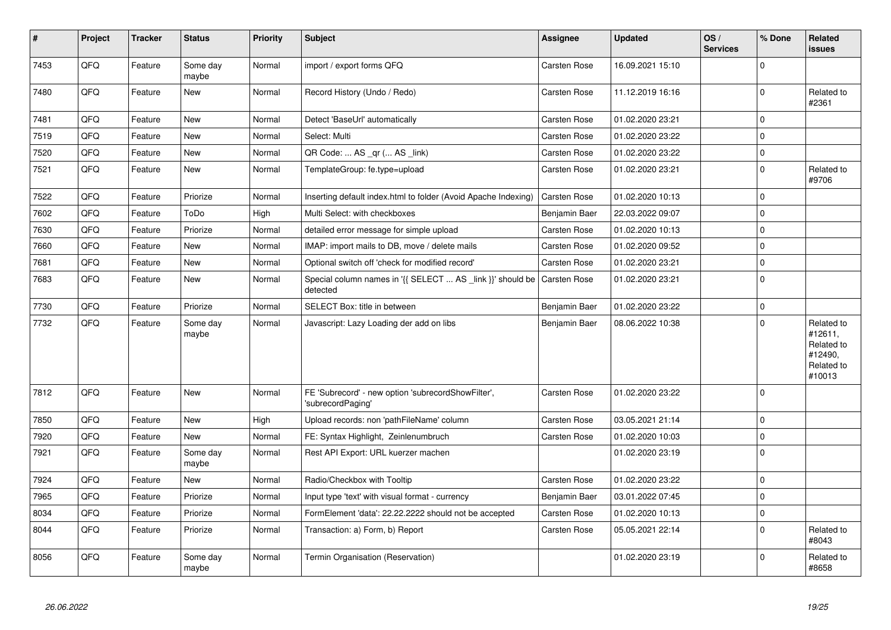| # | Project | Tracker | Status | Priority | Subject | Assignee | Updated | OS / Services | % Done | Related issues |
|---|---|---|---|---|---|---|---|---|---|---|
| 7453 | QFQ | Feature | Some day maybe | Normal | import / export forms QFQ | Carsten Rose | 16.09.2021 15:10 | | 0 | |
| 7480 | QFQ | Feature | New | Normal | Record History (Undo / Redo) | Carsten Rose | 11.12.2019 16:16 | | 0 | Related to #2361 |
| 7481 | QFQ | Feature | New | Normal | Detect 'BaseUrl' automatically | Carsten Rose | 01.02.2020 23:21 | | 0 | |
| 7519 | QFQ | Feature | New | Normal | Select: Multi | Carsten Rose | 01.02.2020 23:22 | | 0 | |
| 7520 | QFQ | Feature | New | Normal | QR Code: ... AS _qr (... AS _link) | Carsten Rose | 01.02.2020 23:22 | | 0 | |
| 7521 | QFQ | Feature | New | Normal | TemplateGroup: fe.type=upload | Carsten Rose | 01.02.2020 23:21 | | 0 | Related to #9706 |
| 7522 | QFQ | Feature | Priorize | Normal | Inserting default index.html to folder (Avoid Apache Indexing) | Carsten Rose | 01.02.2020 10:13 | | 0 | |
| 7602 | QFQ | Feature | ToDo | High | Multi Select: with checkboxes | Benjamin Baer | 22.03.2022 09:07 | | 0 | |
| 7630 | QFQ | Feature | Priorize | Normal | detailed error message for simple upload | Carsten Rose | 01.02.2020 10:13 | | 0 | |
| 7660 | QFQ | Feature | New | Normal | IMAP: import mails to DB, move / delete mails | Carsten Rose | 01.02.2020 09:52 | | 0 | |
| 7681 | QFQ | Feature | New | Normal | Optional switch off 'check for modified record' | Carsten Rose | 01.02.2020 23:21 | | 0 | |
| 7683 | QFQ | Feature | New | Normal | Special column names in '{{ SELECT ... AS _link }}' should be detected | Carsten Rose | 01.02.2020 23:21 | | 0 | |
| 7730 | QFQ | Feature | Priorize | Normal | SELECT Box: title in between | Benjamin Baer | 01.02.2020 23:22 | | 0 | |
| 7732 | QFQ | Feature | Some day maybe | Normal | Javascript: Lazy Loading der add on libs | Benjamin Baer | 08.06.2022 10:38 | | 0 | Related to #12611, Related to #12490, Related to #10013 |
| 7812 | QFQ | Feature | New | Normal | FE 'Subrecord' - new option 'subrecordShowFilter', 'subrecordPaging' | Carsten Rose | 01.02.2020 23:22 | | 0 | |
| 7850 | QFQ | Feature | New | High | Upload records: non 'pathFileName' column | Carsten Rose | 03.05.2021 21:14 | | 0 | |
| 7920 | QFQ | Feature | New | Normal | FE: Syntax Highlight, Zeinlenumbruch | Carsten Rose | 01.02.2020 10:03 | | 0 | |
| 7921 | QFQ | Feature | Some day maybe | Normal | Rest API Export: URL kuerzer machen | | 01.02.2020 23:19 | | 0 | |
| 7924 | QFQ | Feature | New | Normal | Radio/Checkbox with Tooltip | Carsten Rose | 01.02.2020 23:22 | | 0 | |
| 7965 | QFQ | Feature | Priorize | Normal | Input type 'text' with visual format - currency | Benjamin Baer | 03.01.2022 07:45 | | 0 | |
| 8034 | QFQ | Feature | Priorize | Normal | FormElement 'data': 22.22.2222 should not be accepted | Carsten Rose | 01.02.2020 10:13 | | 0 | |
| 8044 | QFQ | Feature | Priorize | Normal | Transaction: a) Form, b) Report | Carsten Rose | 05.05.2021 22:14 | | 0 | Related to #8043 |
| 8056 | QFQ | Feature | Some day maybe | Normal | Termin Organisation (Reservation) | | 01.02.2020 23:19 | | 0 | Related to #8658 |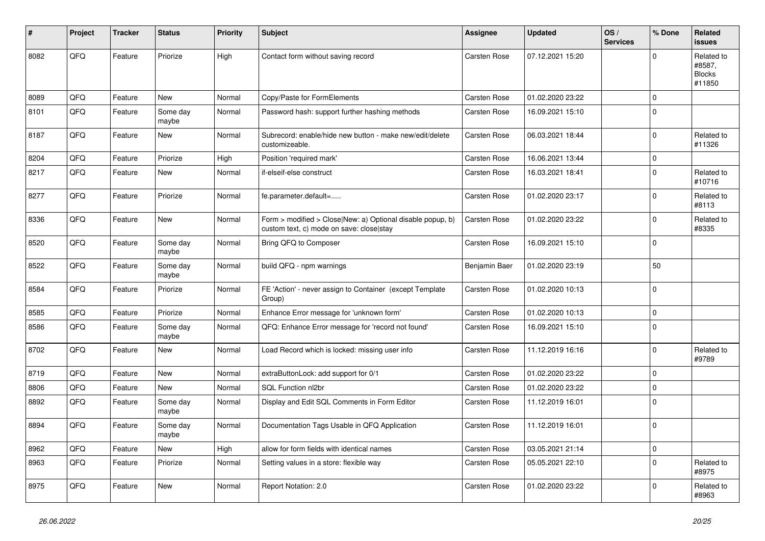| # | Project | Tracker | Status | Priority | Subject | Assignee | Updated | OS / Services | % Done | Related issues |
|---|---|---|---|---|---|---|---|---|---|---|
| 8082 | QFQ | Feature | Priorize | High | Contact form without saving record | Carsten Rose | 07.12.2021 15:20 | | 0 | Related to #8587, Blocks #11850 |
| 8089 | QFQ | Feature | New | Normal | Copy/Paste for FormElements | Carsten Rose | 01.02.2020 23:22 | | 0 | |
| 8101 | QFQ | Feature | Some day maybe | Normal | Password hash: support further hashing methods | Carsten Rose | 16.09.2021 15:10 | | 0 | |
| 8187 | QFQ | Feature | New | Normal | Subrecord: enable/hide new button - make new/edit/delete customizeable. | Carsten Rose | 06.03.2021 18:44 | | 0 | Related to #11326 |
| 8204 | QFQ | Feature | Priorize | High | Position 'required mark' | Carsten Rose | 16.06.2021 13:44 | | 0 | |
| 8217 | QFQ | Feature | New | Normal | if-elseif-else construct | Carsten Rose | 16.03.2021 18:41 | | 0 | Related to #10716 |
| 8277 | QFQ | Feature | Priorize | Normal | fe.parameter.default=..... | Carsten Rose | 01.02.2020 23:17 | | 0 | Related to #8113 |
| 8336 | QFQ | Feature | New | Normal | Form > modified > Close\|New: a) Optional disable popup, b) custom text, c) mode on save: close\|stay | Carsten Rose | 01.02.2020 23:22 | | 0 | Related to #8335 |
| 8520 | QFQ | Feature | Some day maybe | Normal | Bring QFQ to Composer | Carsten Rose | 16.09.2021 15:10 | | 0 | |
| 8522 | QFQ | Feature | Some day maybe | Normal | build QFQ - npm warnings | Benjamin Baer | 01.02.2020 23:19 | | 50 | |
| 8584 | QFQ | Feature | Priorize | Normal | FE 'Action' - never assign to Container (except Template Group) | Carsten Rose | 01.02.2020 10:13 | | 0 | |
| 8585 | QFQ | Feature | Priorize | Normal | Enhance Error message for 'unknown form' | Carsten Rose | 01.02.2020 10:13 | | 0 | |
| 8586 | QFQ | Feature | Some day maybe | Normal | QFQ: Enhance Error message for 'record not found' | Carsten Rose | 16.09.2021 15:10 | | 0 | |
| 8702 | QFQ | Feature | New | Normal | Load Record which is locked: missing user info | Carsten Rose | 11.12.2019 16:16 | | 0 | Related to #9789 |
| 8719 | QFQ | Feature | New | Normal | extraButtonLock: add support for 0/1 | Carsten Rose | 01.02.2020 23:22 | | 0 | |
| 8806 | QFQ | Feature | New | Normal | SQL Function nl2br | Carsten Rose | 01.02.2020 23:22 | | 0 | |
| 8892 | QFQ | Feature | Some day maybe | Normal | Display and Edit SQL Comments in Form Editor | Carsten Rose | 11.12.2019 16:01 | | 0 | |
| 8894 | QFQ | Feature | Some day maybe | Normal | Documentation Tags Usable in QFQ Application | Carsten Rose | 11.12.2019 16:01 | | 0 | |
| 8962 | QFQ | Feature | New | High | allow for form fields with identical names | Carsten Rose | 03.05.2021 21:14 | | 0 | |
| 8963 | QFQ | Feature | Priorize | Normal | Setting values in a store: flexible way | Carsten Rose | 05.05.2021 22:10 | | 0 | Related to #8975 |
| 8975 | QFQ | Feature | New | Normal | Report Notation: 2.0 | Carsten Rose | 01.02.2020 23:22 | | 0 | Related to #8963 |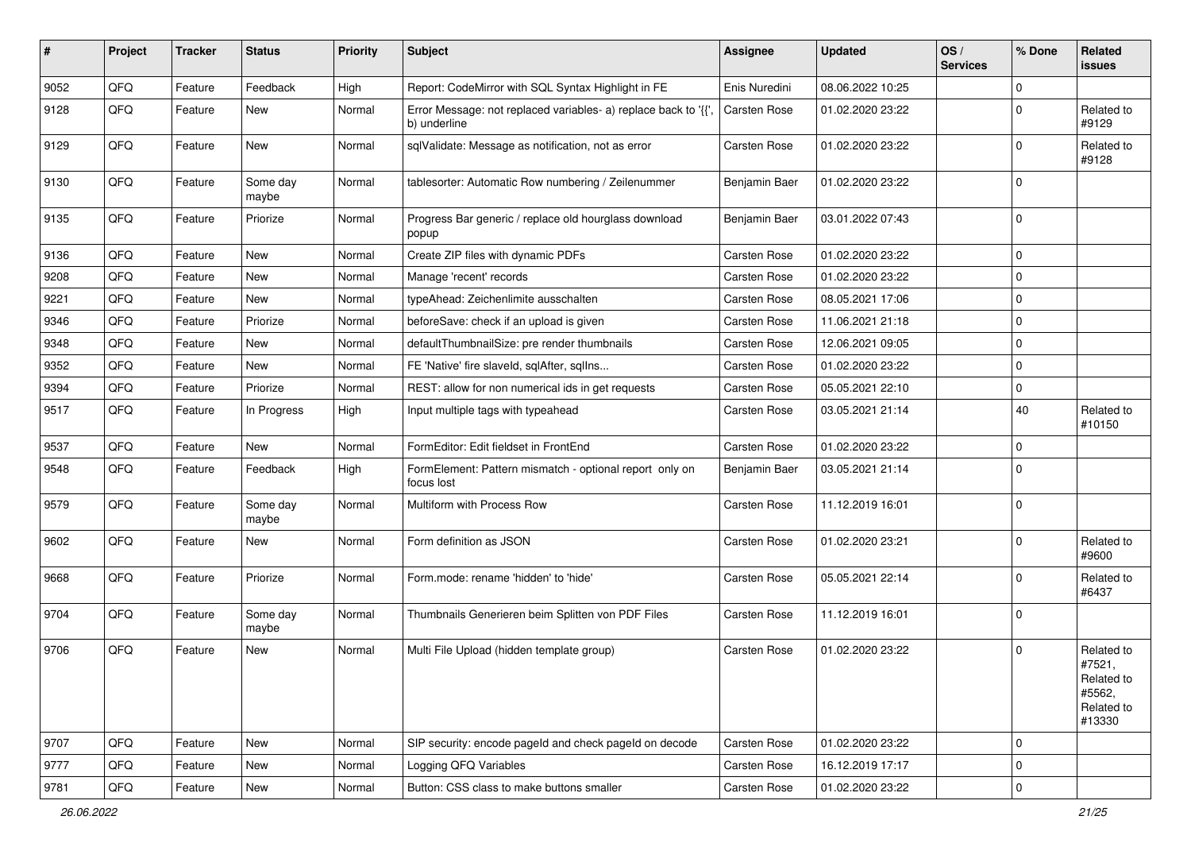| # | Project | Tracker | Status | Priority | Subject | Assignee | Updated | OS / Services | % Done | Related issues |
|---|---|---|---|---|---|---|---|---|---|---|
| 9052 | QFQ | Feature | Feedback | High | Report: CodeMirror with SQL Syntax Highlight in FE | Enis Nuredini | 08.06.2022 10:25 | | 0 | |
| 9128 | QFQ | Feature | New | Normal | Error Message: not replaced variables- a) replace back to '{{', b) underline | Carsten Rose | 01.02.2020 23:22 | | 0 | Related to #9129 |
| 9129 | QFQ | Feature | New | Normal | sqlValidate: Message as notification, not as error | Carsten Rose | 01.02.2020 23:22 | | 0 | Related to #9128 |
| 9130 | QFQ | Feature | Some day maybe | Normal | tablesorter: Automatic Row numbering / Zeilenummer | Benjamin Baer | 01.02.2020 23:22 | | 0 | |
| 9135 | QFQ | Feature | Priorize | Normal | Progress Bar generic / replace old hourglass download popup | Benjamin Baer | 03.01.2022 07:43 | | 0 | |
| 9136 | QFQ | Feature | New | Normal | Create ZIP files with dynamic PDFs | Carsten Rose | 01.02.2020 23:22 | | 0 | |
| 9208 | QFQ | Feature | New | Normal | Manage 'recent' records | Carsten Rose | 01.02.2020 23:22 | | 0 | |
| 9221 | QFQ | Feature | New | Normal | typeAhead: Zeichenlimite ausschalten | Carsten Rose | 08.05.2021 17:06 | | 0 | |
| 9346 | QFQ | Feature | Priorize | Normal | beforeSave: check if an upload is given | Carsten Rose | 11.06.2021 21:18 | | 0 | |
| 9348 | QFQ | Feature | New | Normal | defaultThumbnailSize: pre render thumbnails | Carsten Rose | 12.06.2021 09:05 | | 0 | |
| 9352 | QFQ | Feature | New | Normal | FE 'Native' fire slaveId, sqlAfter, sqlIns... | Carsten Rose | 01.02.2020 23:22 | | 0 | |
| 9394 | QFQ | Feature | Priorize | Normal | REST: allow for non numerical ids in get requests | Carsten Rose | 05.05.2021 22:10 | | 0 | |
| 9517 | QFQ | Feature | In Progress | High | Input multiple tags with typeahead | Carsten Rose | 03.05.2021 21:14 | | 40 | Related to #10150 |
| 9537 | QFQ | Feature | New | Normal | FormEditor: Edit fieldset in FrontEnd | Carsten Rose | 01.02.2020 23:22 | | 0 | |
| 9548 | QFQ | Feature | Feedback | High | FormElement: Pattern mismatch - optional report only on focus lost | Benjamin Baer | 03.05.2021 21:14 | | 0 | |
| 9579 | QFQ | Feature | Some day maybe | Normal | Multiform with Process Row | Carsten Rose | 11.12.2019 16:01 | | 0 | |
| 9602 | QFQ | Feature | New | Normal | Form definition as JSON | Carsten Rose | 01.02.2020 23:21 | | 0 | Related to #9600 |
| 9668 | QFQ | Feature | Priorize | Normal | Form.mode: rename 'hidden' to 'hide' | Carsten Rose | 05.05.2021 22:14 | | 0 | Related to #6437 |
| 9704 | QFQ | Feature | Some day maybe | Normal | Thumbnails Generieren beim Splitten von PDF Files | Carsten Rose | 11.12.2019 16:01 | | 0 | |
| 9706 | QFQ | Feature | New | Normal | Multi File Upload (hidden template group) | Carsten Rose | 01.02.2020 23:22 | | 0 | Related to #7521, Related to #5562, Related to #13330 |
| 9707 | QFQ | Feature | New | Normal | SIP security: encode pageId and check pageId on decode | Carsten Rose | 01.02.2020 23:22 | | 0 | |
| 9777 | QFQ | Feature | New | Normal | Logging QFQ Variables | Carsten Rose | 16.12.2019 17:17 | | 0 | |
| 9781 | QFQ | Feature | New | Normal | Button: CSS class to make buttons smaller | Carsten Rose | 01.02.2020 23:22 | | 0 | |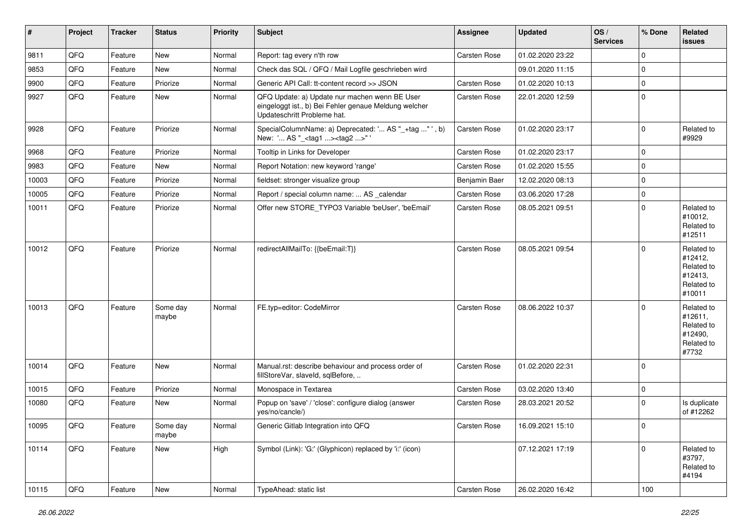| # | Project | Tracker | Status | Priority | Subject | Assignee | Updated | OS / Services | % Done | Related issues |
|---|---|---|---|---|---|---|---|---|---|---|
| 9811 | QFQ | Feature | New | Normal | Report: tag every n'th row | Carsten Rose | 01.02.2020 23:22 | | 0 | |
| 9853 | QFQ | Feature | New | Normal | Check das SQL / QFQ / Mail Logfile geschrieben wird | | 09.01.2020 11:15 | | 0 | |
| 9900 | QFQ | Feature | Priorize | Normal | Generic API Call: tt-content record >> JSON | Carsten Rose | 01.02.2020 10:13 | | 0 | |
| 9927 | QFQ | Feature | New | Normal | QFQ Update: a) Update nur machen wenn BE User eingeloggt ist., b) Bei Fehler genaue Meldung welcher Updateschritt Probleme hat. | Carsten Rose | 22.01.2020 12:59 | | 0 | |
| 9928 | QFQ | Feature | Priorize | Normal | SpecialColumnName: a) Deprecated: '... AS "_+tag ..." ', b) New: '... AS "_<tag1 ...><tag2 ...>" ' | Carsten Rose | 01.02.2020 23:17 | | 0 | Related to #9929 |
| 9968 | QFQ | Feature | Priorize | Normal | Tooltip in Links for Developer | Carsten Rose | 01.02.2020 23:17 | | 0 | |
| 9983 | QFQ | Feature | New | Normal | Report Notation: new keyword 'range' | Carsten Rose | 01.02.2020 15:55 | | 0 | |
| 10003 | QFQ | Feature | Priorize | Normal | fieldset: stronger visualize group | Benjamin Baer | 12.02.2020 08:13 | | 0 | |
| 10005 | QFQ | Feature | Priorize | Normal | Report / special column name: ... AS _calendar | Carsten Rose | 03.06.2020 17:28 | | 0 | |
| 10011 | QFQ | Feature | Priorize | Normal | Offer new STORE_TYPO3 Variable 'beUser', 'beEmail' | Carsten Rose | 08.05.2021 09:51 | | 0 | Related to #10012, Related to #12511 |
| 10012 | QFQ | Feature | Priorize | Normal | redirectAllMailTo: {{beEmail:T}} | Carsten Rose | 08.05.2021 09:54 | | 0 | Related to #12412, Related to #12413, Related to #10011 |
| 10013 | QFQ | Feature | Some day maybe | Normal | FE.typ=editor: CodeMirror | Carsten Rose | 08.06.2022 10:37 | | 0 | Related to #12611, Related to #12490, Related to #7732 |
| 10014 | QFQ | Feature | New | Normal | Manual.rst: describe behaviour and process order of fillStoreVar, slaveId, sqlBefore, .. | Carsten Rose | 01.02.2020 22:31 | | 0 | |
| 10015 | QFQ | Feature | Priorize | Normal | Monospace in Textarea | Carsten Rose | 03.02.2020 13:40 | | 0 | |
| 10080 | QFQ | Feature | New | Normal | Popup on 'save' / 'close': configure dialog (answer yes/no/cancle/) | Carsten Rose | 28.03.2021 20:52 | | 0 | Is duplicate of #12262 |
| 10095 | QFQ | Feature | Some day maybe | Normal | Generic Gitlab Integration into QFQ | Carsten Rose | 16.09.2021 15:10 | | 0 | |
| 10114 | QFQ | Feature | New | High | Symbol (Link): 'G:' (Glyphicon) replaced by 'i:' (icon) | | 07.12.2021 17:19 | | 0 | Related to #3797, Related to #4194 |
| 10115 | QFQ | Feature | New | Normal | TypeAhead: static list | Carsten Rose | 26.02.2020 16:42 | | 100 | |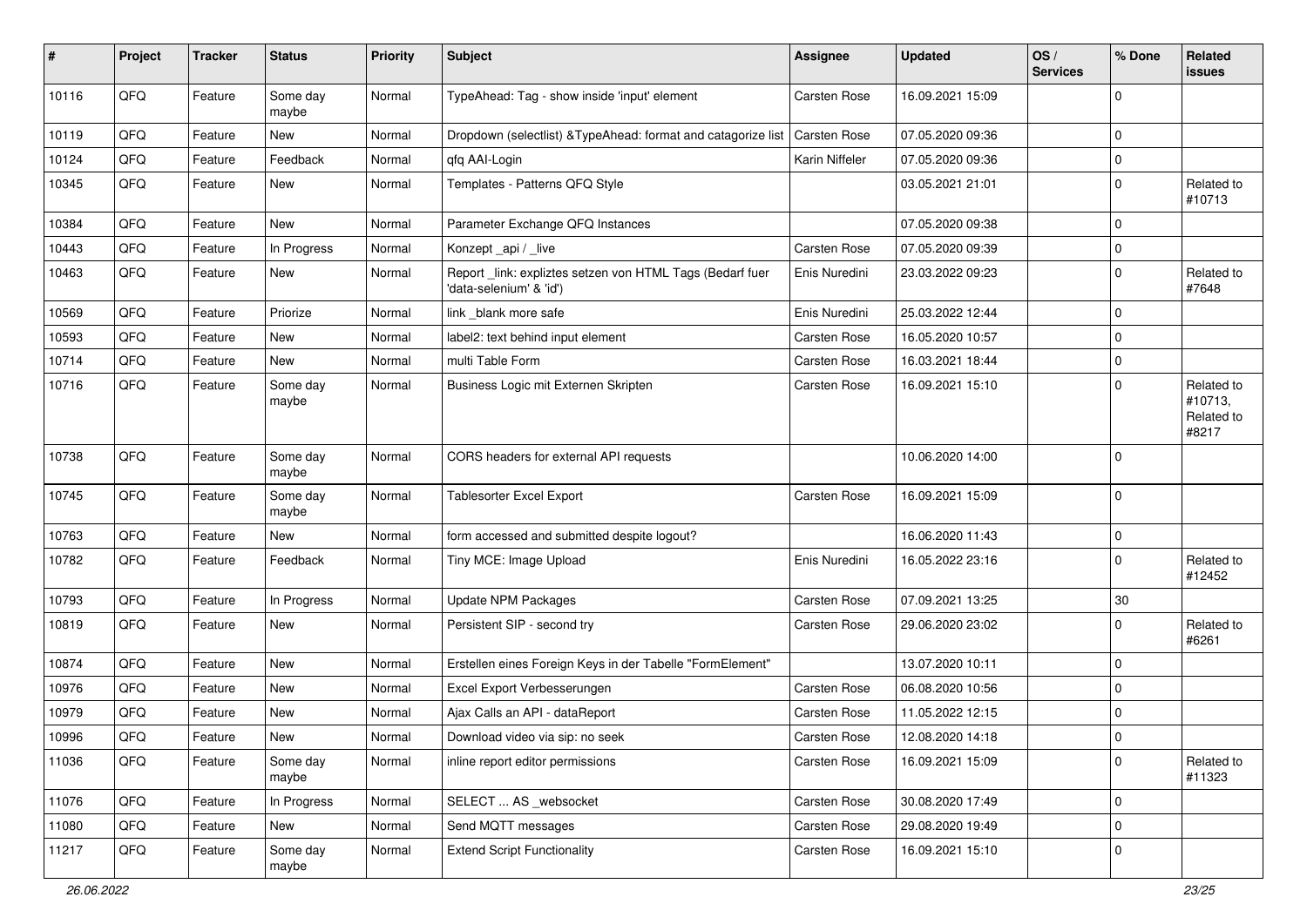| # | Project | Tracker | Status | Priority | Subject | Assignee | Updated | OS / Services | % Done | Related issues |
|---|---|---|---|---|---|---|---|---|---|---|
| 10116 | QFQ | Feature | Some day maybe | Normal | TypeAhead: Tag - show inside 'input' element | Carsten Rose | 16.09.2021 15:09 | | 0 | |
| 10119 | QFQ | Feature | New | Normal | Dropdown (selectlist) &TypeAhead: format and catagorize list | Carsten Rose | 07.05.2020 09:36 | | 0 | |
| 10124 | QFQ | Feature | Feedback | Normal | qfq AAI-Login | Karin Niffeler | 07.05.2020 09:36 | | 0 | |
| 10345 | QFQ | Feature | New | Normal | Templates - Patterns QFQ Style | | 03.05.2021 21:01 | | 0 | Related to #10713 |
| 10384 | QFQ | Feature | New | Normal | Parameter Exchange QFQ Instances | | 07.05.2020 09:38 | | 0 | |
| 10443 | QFQ | Feature | In Progress | Normal | Konzept _api / _live | Carsten Rose | 07.05.2020 09:39 | | 0 | |
| 10463 | QFQ | Feature | New | Normal | Report _link: expliztes setzen von HTML Tags (Bedarf fuer 'data-selenium' & 'id') | Enis Nuredini | 23.03.2022 09:23 | | 0 | Related to #7648 |
| 10569 | QFQ | Feature | Priorize | Normal | link _blank more safe | Enis Nuredini | 25.03.2022 12:44 | | 0 | |
| 10593 | QFQ | Feature | New | Normal | label2: text behind input element | Carsten Rose | 16.05.2020 10:57 | | 0 | |
| 10714 | QFQ | Feature | New | Normal | multi Table Form | Carsten Rose | 16.03.2021 18:44 | | 0 | |
| 10716 | QFQ | Feature | Some day maybe | Normal | Business Logic mit Externen Skripten | Carsten Rose | 16.09.2021 15:10 | | 0 | Related to #10713, Related to #8217 |
| 10738 | QFQ | Feature | Some day maybe | Normal | CORS headers for external API requests | | 10.06.2020 14:00 | | 0 | |
| 10745 | QFQ | Feature | Some day maybe | Normal | Tablesorter Excel Export | Carsten Rose | 16.09.2021 15:09 | | 0 | |
| 10763 | QFQ | Feature | New | Normal | form accessed and submitted despite logout? | | 16.06.2020 11:43 | | 0 | |
| 10782 | QFQ | Feature | Feedback | Normal | Tiny MCE: Image Upload | Enis Nuredini | 16.05.2022 23:16 | | 0 | Related to #12452 |
| 10793 | QFQ | Feature | In Progress | Normal | Update NPM Packages | Carsten Rose | 07.09.2021 13:25 | | 30 | |
| 10819 | QFQ | Feature | New | Normal | Persistent SIP - second try | Carsten Rose | 29.06.2020 23:02 | | 0 | Related to #6261 |
| 10874 | QFQ | Feature | New | Normal | Erstellen eines Foreign Keys in der Tabelle "FormElement" | | 13.07.2020 10:11 | | 0 | |
| 10976 | QFQ | Feature | New | Normal | Excel Export Verbesserungen | Carsten Rose | 06.08.2020 10:56 | | 0 | |
| 10979 | QFQ | Feature | New | Normal | Ajax Calls an API - dataReport | Carsten Rose | 11.05.2022 12:15 | | 0 | |
| 10996 | QFQ | Feature | New | Normal | Download video via sip: no seek | Carsten Rose | 12.08.2020 14:18 | | 0 | |
| 11036 | QFQ | Feature | Some day maybe | Normal | inline report editor permissions | Carsten Rose | 16.09.2021 15:09 | | 0 | Related to #11323 |
| 11076 | QFQ | Feature | In Progress | Normal | SELECT ... AS _websocket | Carsten Rose | 30.08.2020 17:49 | | 0 | |
| 11080 | QFQ | Feature | New | Normal | Send MQTT messages | Carsten Rose | 29.08.2020 19:49 | | 0 | |
| 11217 | QFQ | Feature | Some day maybe | Normal | Extend Script Functionality | Carsten Rose | 16.09.2021 15:10 | | 0 | |

26.06.2022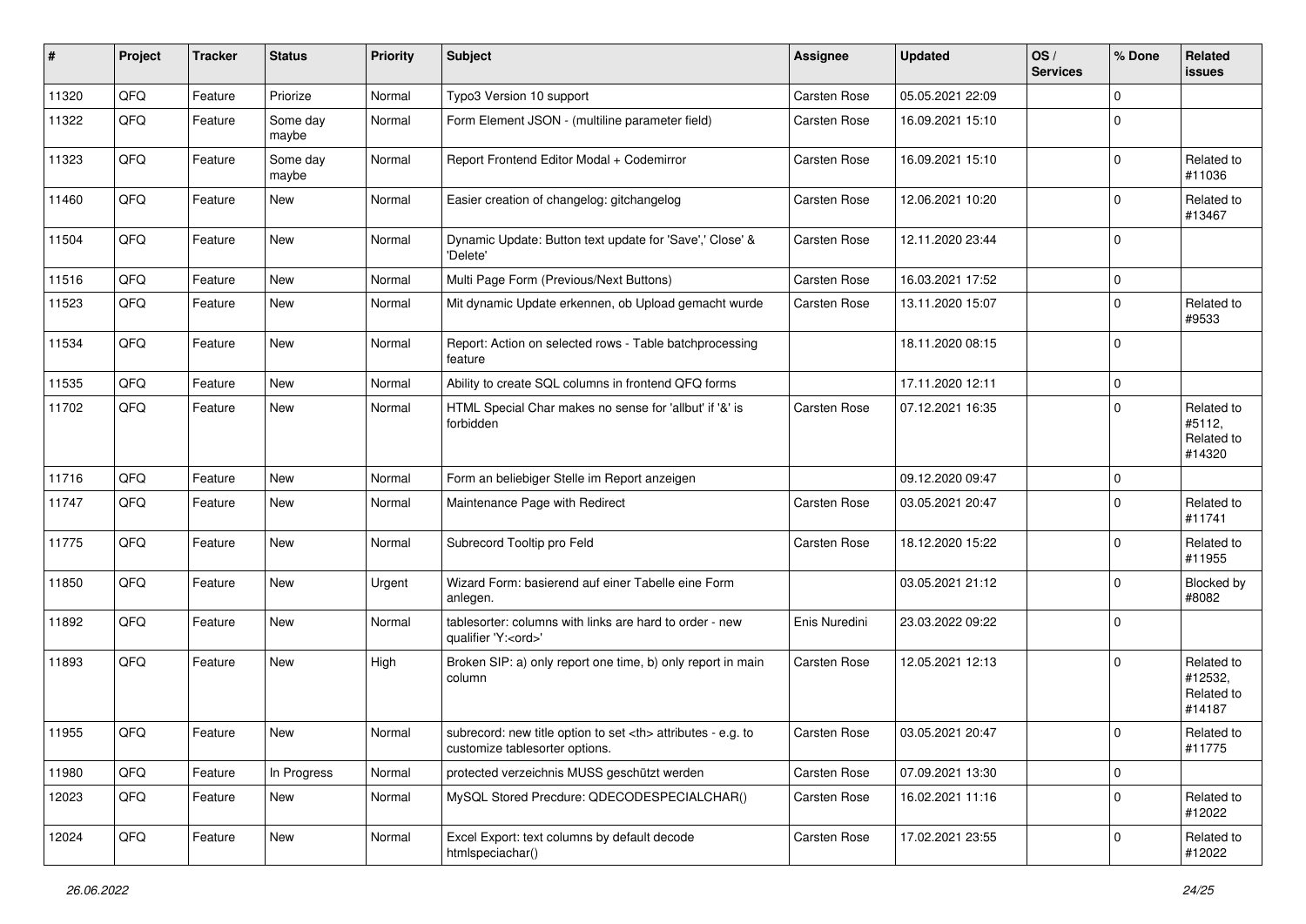| # | Project | Tracker | Status | Priority | Subject | Assignee | Updated | OS / Services | % Done | Related issues |
|---|---|---|---|---|---|---|---|---|---|---|
| 11320 | QFQ | Feature | Priorize | Normal | Typo3 Version 10 support | Carsten Rose | 05.05.2021 22:09 | | 0 | |
| 11322 | QFQ | Feature | Some day maybe | Normal | Form Element JSON - (multiline parameter field) | Carsten Rose | 16.09.2021 15:10 | | 0 | |
| 11323 | QFQ | Feature | Some day maybe | Normal | Report Frontend Editor Modal + Codemirror | Carsten Rose | 16.09.2021 15:10 | | 0 | Related to #11036 |
| 11460 | QFQ | Feature | New | Normal | Easier creation of changelog: gitchangelog | Carsten Rose | 12.06.2021 10:20 | | 0 | Related to #13467 |
| 11504 | QFQ | Feature | New | Normal | Dynamic Update: Button text update for 'Save',' Close' & 'Delete' | Carsten Rose | 12.11.2020 23:44 | | 0 | |
| 11516 | QFQ | Feature | New | Normal | Multi Page Form (Previous/Next Buttons) | Carsten Rose | 16.03.2021 17:52 | | 0 | |
| 11523 | QFQ | Feature | New | Normal | Mit dynamic Update erkennen, ob Upload gemacht wurde | Carsten Rose | 13.11.2020 15:07 | | 0 | Related to #9533 |
| 11534 | QFQ | Feature | New | Normal | Report: Action on selected rows - Table batchprocessing feature | | 18.11.2020 08:15 | | 0 | |
| 11535 | QFQ | Feature | New | Normal | Ability to create SQL columns in frontend QFQ forms | | 17.11.2020 12:11 | | 0 | |
| 11702 | QFQ | Feature | New | Normal | HTML Special Char makes no sense for 'allbut' if '&' is forbidden | Carsten Rose | 07.12.2021 16:35 | | 0 | Related to #5112, Related to #14320 |
| 11716 | QFQ | Feature | New | Normal | Form an beliebiger Stelle im Report anzeigen | | 09.12.2020 09:47 | | 0 | |
| 11747 | QFQ | Feature | New | Normal | Maintenance Page with Redirect | Carsten Rose | 03.05.2021 20:47 | | 0 | Related to #11741 |
| 11775 | QFQ | Feature | New | Normal | Subrecord Tooltip pro Feld | Carsten Rose | 18.12.2020 15:22 | | 0 | Related to #11955 |
| 11850 | QFQ | Feature | New | Urgent | Wizard Form: basierend auf einer Tabelle eine Form anlegen. | | 03.05.2021 21:12 | | 0 | Blocked by #8082 |
| 11892 | QFQ | Feature | New | Normal | tablesorter: columns with links are hard to order - new qualifier 'Y:<ord>' | Enis Nuredini | 23.03.2022 09:22 | | 0 | |
| 11893 | QFQ | Feature | New | High | Broken SIP: a) only report one time, b) only report in main column | Carsten Rose | 12.05.2021 12:13 | | 0 | Related to #12532, Related to #14187 |
| 11955 | QFQ | Feature | New | Normal | subrecord: new title option to set <th> attributes - e.g. to customize tablesorter options. | Carsten Rose | 03.05.2021 20:47 | | 0 | Related to #11775 |
| 11980 | QFQ | Feature | In Progress | Normal | protected verzeichnis MUSS geschützt werden | Carsten Rose | 07.09.2021 13:30 | | 0 | |
| 12023 | QFQ | Feature | New | Normal | MySQL Stored Precdure: QDECODESPECIALCHAR() | Carsten Rose | 16.02.2021 11:16 | | 0 | Related to #12022 |
| 12024 | QFQ | Feature | New | Normal | Excel Export: text columns by default decode htmlspeciachar() | Carsten Rose | 17.02.2021 23:55 | | 0 | Related to #12022 |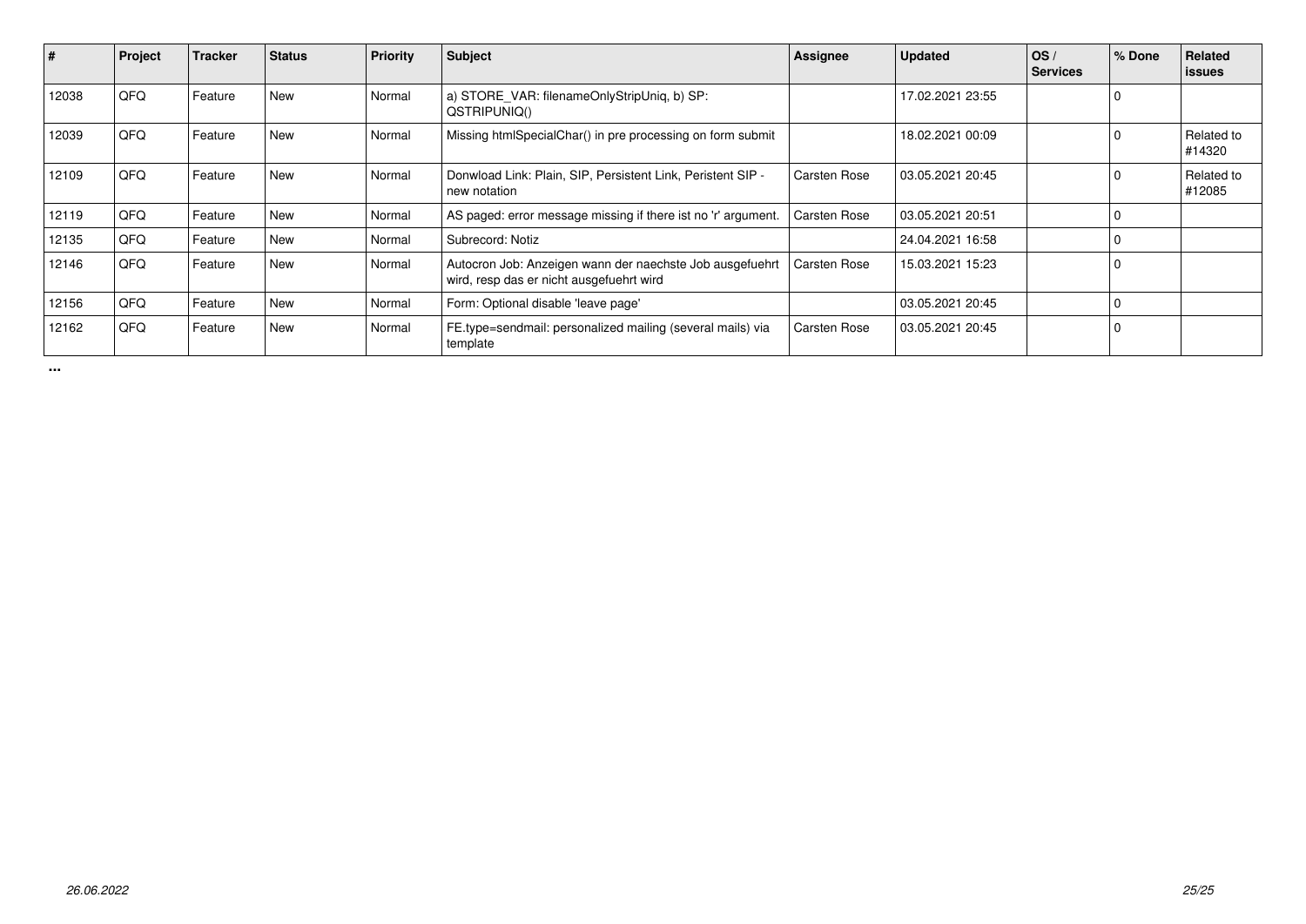| # | Project | Tracker | Status | Priority | Subject | Assignee | Updated | OS / Services | % Done | Related issues |
|---|---|---|---|---|---|---|---|---|---|---|
| 12038 | QFQ | Feature | New | Normal | a) STORE_VAR: filenameOnlyStripUniq, b) SP: QSTRIPUNIQ() | | 17.02.2021 23:55 | | 0 | |
| 12039 | QFQ | Feature | New | Normal | Missing htmlSpecialChar() in pre processing on form submit | | 18.02.2021 00:09 | | 0 | Related to #14320 |
| 12109 | QFQ | Feature | New | Normal | Donwload Link: Plain, SIP, Persistent Link, Peristent SIP - new notation | Carsten Rose | 03.05.2021 20:45 | | 0 | Related to #12085 |
| 12119 | QFQ | Feature | New | Normal | AS paged: error message missing if there ist no 'r' argument. | Carsten Rose | 03.05.2021 20:51 | | 0 | |
| 12135 | QFQ | Feature | New | Normal | Subrecord: Notiz | | 24.04.2021 16:58 | | 0 | |
| 12146 | QFQ | Feature | New | Normal | Autocron Job: Anzeigen wann der naechste Job ausgefuehrt wird, resp das er nicht ausgefuehrt wird | Carsten Rose | 15.03.2021 15:23 | | 0 | |
| 12156 | QFQ | Feature | New | Normal | Form: Optional disable 'leave page' | | 03.05.2021 20:45 | | 0 | |
| 12162 | QFQ | Feature | New | Normal | FE.type=sendmail: personalized mailing (several mails) via template | Carsten Rose | 03.05.2021 20:45 | | 0 | |

**...**